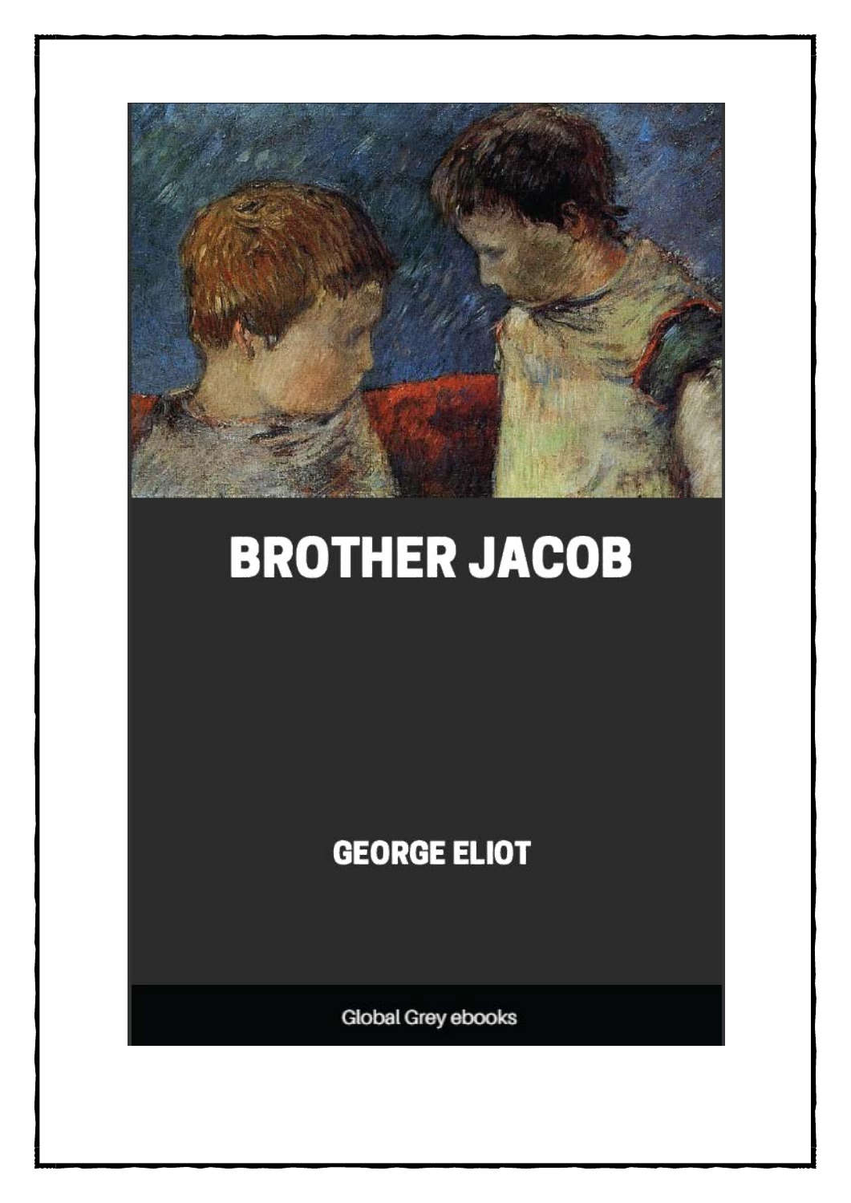# BROTHER JACOB

GEORGE ELIOT

Global Grey ebooks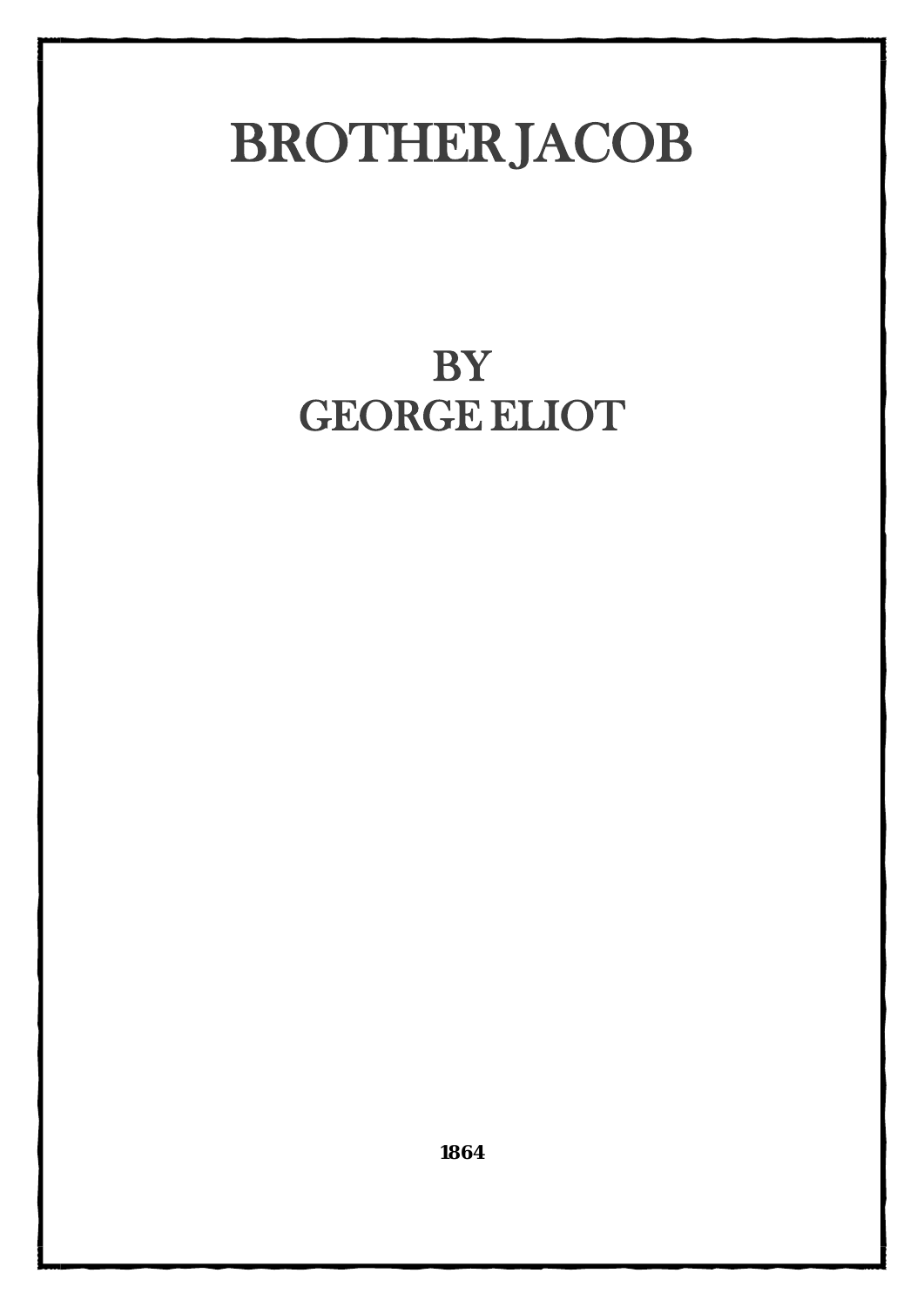# BROTHER JACOB

## BY
## GEORGE ELIOT

**1864**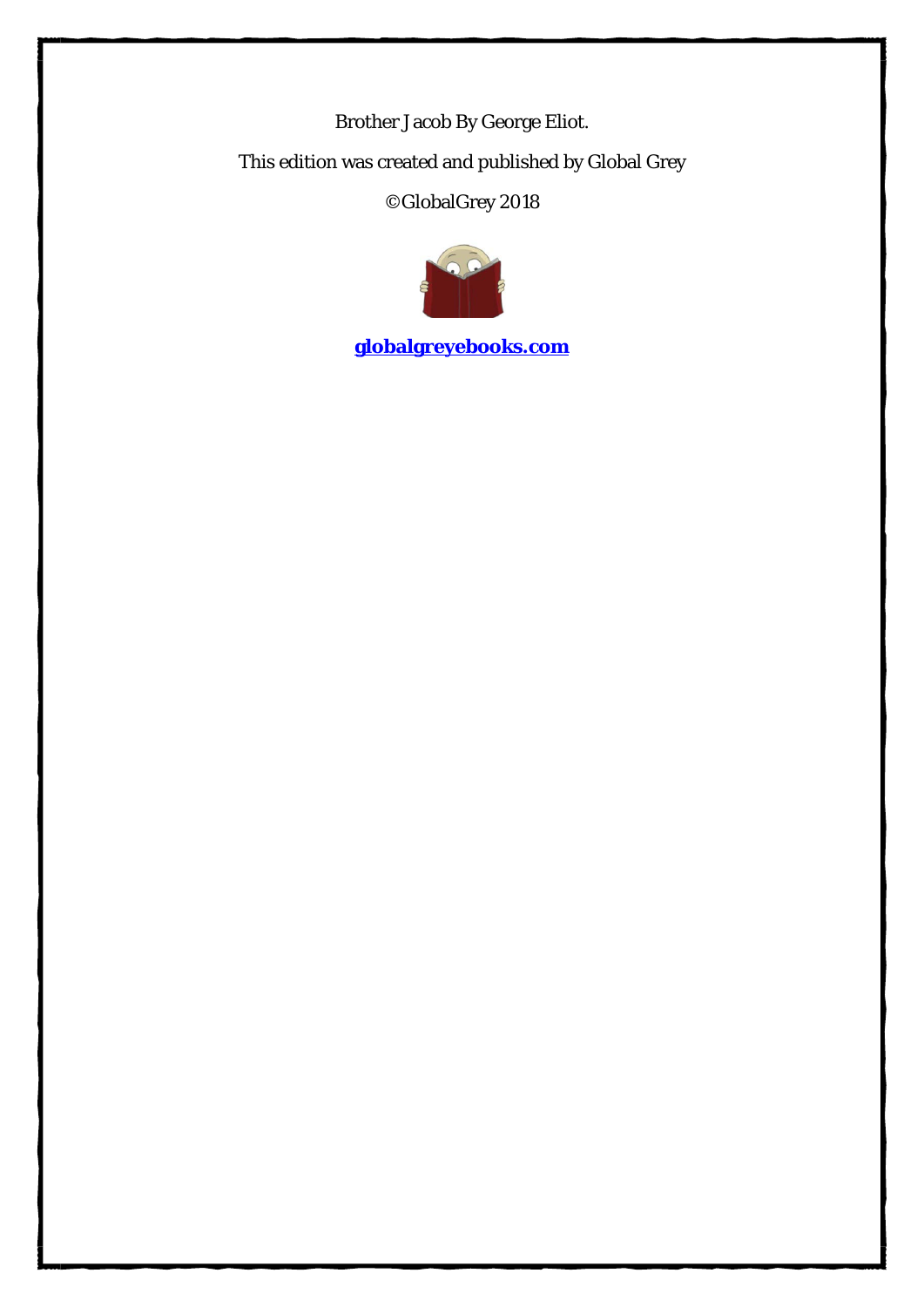Brother Jacob By George Eliot.

This edition was created and published by Global Grey

©GlobalGrey 2018

**globalgreyebooks.com**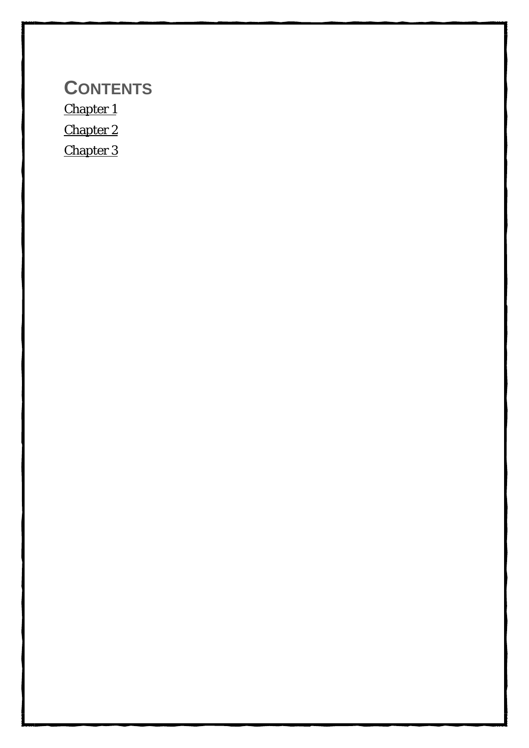# CONTENTS

Chapter 1

Chapter 2

Chapter 3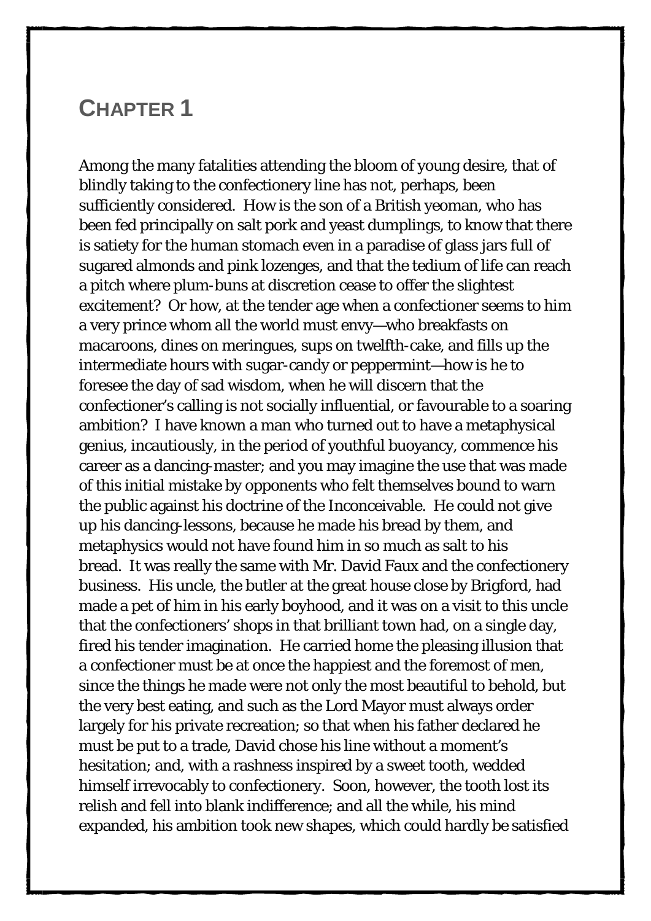# CHAPTER 1

Among the many fatalities attending the bloom of young desire, that of blindly taking to the confectionery line has not, perhaps, been sufficiently considered. How is the son of a British yeoman, who has been fed principally on salt pork and yeast dumplings, to know that there is satiety for the human stomach even in a paradise of glass jars full of sugared almonds and pink lozenges, and that the tedium of life can reach a pitch where plum-buns at discretion cease to offer the slightest excitement? Or how, at the tender age when a confectioner seems to him a very prince whom all the world must envy—who breakfasts on macaroons, dines on meringues, sups on twelfth-cake, and fills up the intermediate hours with sugar-candy or peppermint—how is he to foresee the day of sad wisdom, when he will discern that the confectioner's calling is not socially influential, or favourable to a soaring ambition? I have known a man who turned out to have a metaphysical genius, incautiously, in the period of youthful buoyancy, commence his career as a dancing-master; and you may imagine the use that was made of this initial mistake by opponents who felt themselves bound to warn the public against his doctrine of the Inconceivable. He could not give up his dancing-lessons, because he made his bread by them, and metaphysics would not have found him in so much as salt to his bread. It was really the same with Mr. David Faux and the confectionery business. His uncle, the butler at the great house close by Brigford, had made a pet of him in his early boyhood, and it was on a visit to this uncle that the confectioners' shops in that brilliant town had, on a single day, fired his tender imagination. He carried home the pleasing illusion that a confectioner must be at once the happiest and the foremost of men, since the things he made were not only the most beautiful to behold, but the very best eating, and such as the Lord Mayor must always order largely for his private recreation; so that when his father declared he must be put to a trade, David chose his line without a moment's hesitation; and, with a rashness inspired by a sweet tooth, wedded himself irrevocably to confectionery. Soon, however, the tooth lost its relish and fell into blank indifference; and all the while, his mind expanded, his ambition took new shapes, which could hardly be satisfied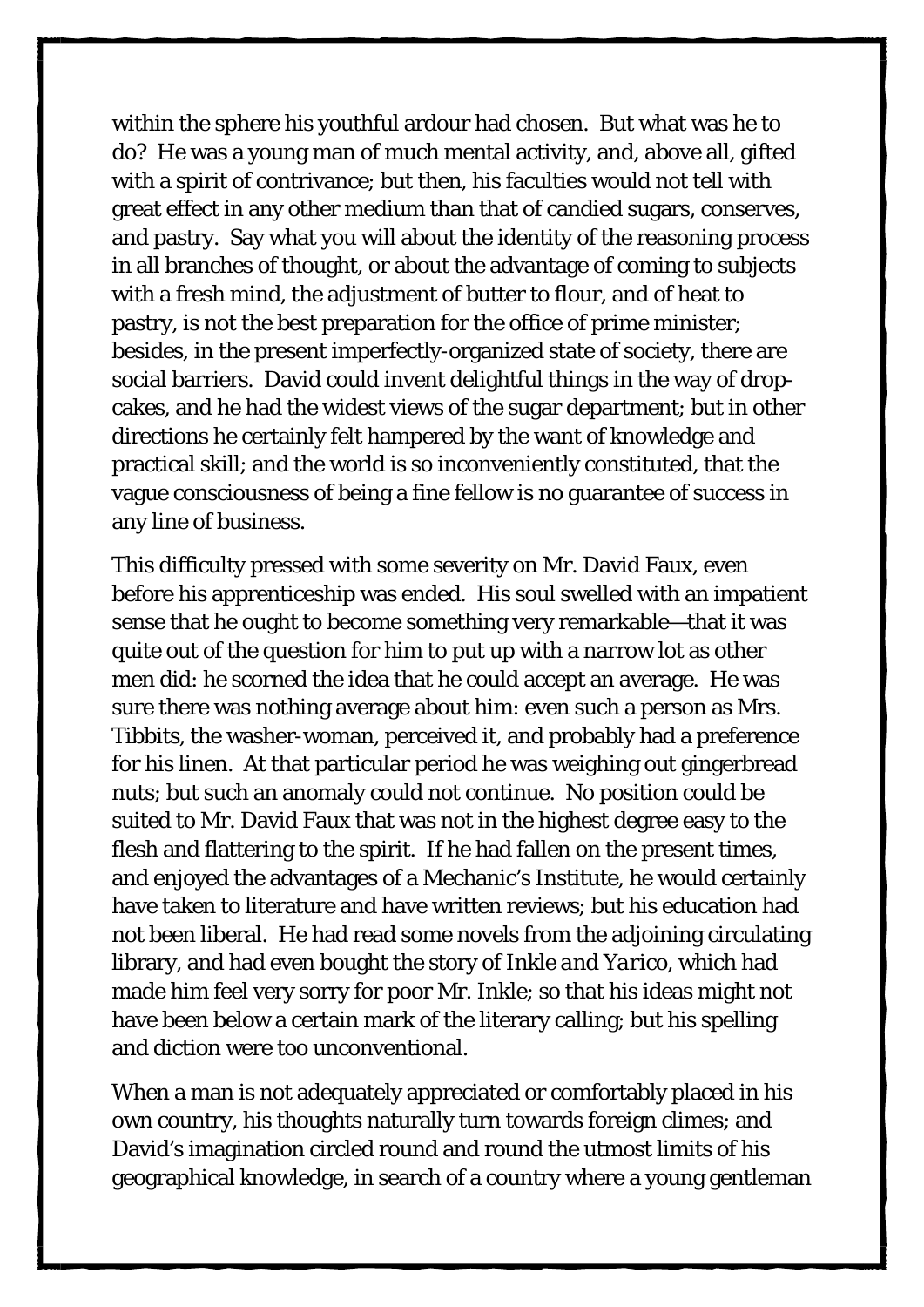within the sphere his youthful ardour had chosen. But what was he to do? He was a young man of much mental activity, and, above all, gifted with a spirit of contrivance; but then, his faculties would not tell with great effect in any other medium than that of candied sugars, conserves, and pastry. Say what you will about the identity of the reasoning process in all branches of thought, or about the advantage of coming to subjects with a fresh mind, the adjustment of butter to flour, and of heat to pastry, is not the best preparation for the office of prime minister; besides, in the present imperfectly-organized state of society, there are social barriers. David could invent delightful things in the way of drop-cakes, and he had the widest views of the sugar department; but in other directions he certainly felt hampered by the want of knowledge and practical skill; and the world is so inconveniently constituted, that the vague consciousness of being a fine fellow is no guarantee of success in any line of business.

This difficulty pressed with some severity on Mr. David Faux, even before his apprenticeship was ended. His soul swelled with an impatient sense that he ought to become something very remarkable—that it was quite out of the question for him to put up with a narrow lot as other men did: he scorned the idea that he could accept an average. He was sure there was nothing average about him: even such a person as Mrs. Tibbits, the washer-woman, perceived it, and probably had a preference for his linen. At that particular period he was weighing out gingerbread nuts; but such an anomaly could not continue. No position could be suited to Mr. David Faux that was not in the highest degree easy to the flesh and flattering to the spirit. If he had fallen on the present times, and enjoyed the advantages of a Mechanic's Institute, he would certainly have taken to literature and have written reviews; but his education had not been liberal. He had read some novels from the adjoining circulating library, and had even bought the story of *Inkle and Yarico*, which had made him feel very sorry for poor Mr. Inkle; so that his ideas might not have been below a certain mark of the literary calling; but his spelling and diction were too unconventional.

When a man is not adequately appreciated or comfortably placed in his own country, his thoughts naturally turn towards foreign climes; and David's imagination circled round and round the utmost limits of his geographical knowledge, in search of a country where a young gentleman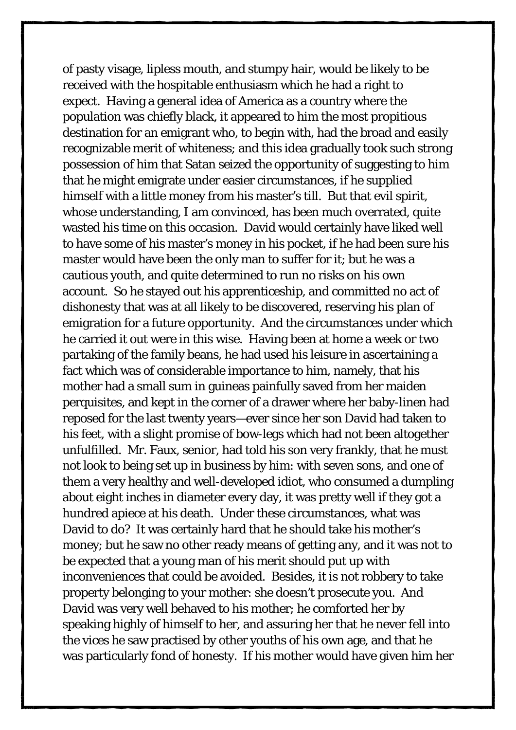of pasty visage, lipless mouth, and stumpy hair, would be likely to be received with the hospitable enthusiasm which he had a right to expect. Having a general idea of America as a country where the population was chiefly black, it appeared to him the most propitious destination for an emigrant who, to begin with, had the broad and easily recognizable merit of whiteness; and this idea gradually took such strong possession of him that Satan seized the opportunity of suggesting to him that he might emigrate under easier circumstances, if he supplied himself with a little money from his master's till. But that evil spirit, whose understanding, I am convinced, has been much overrated, quite wasted his time on this occasion. David would certainly have liked well to have some of his master's money in his pocket, if he had been sure his master would have been the only man to suffer for it; but he was a cautious youth, and quite determined to run no risks on his own account. So he stayed out his apprenticeship, and committed no act of dishonesty that was at all likely to be discovered, reserving his plan of emigration for a future opportunity. And the circumstances under which he carried it out were in this wise. Having been at home a week or two partaking of the family beans, he had used his leisure in ascertaining a fact which was of considerable importance to him, namely, that his mother had a small sum in guineas painfully saved from her maiden perquisites, and kept in the corner of a drawer where her baby-linen had reposed for the last twenty years—ever since her son David had taken to his feet, with a slight promise of bow-legs which had not been altogether unfulfilled. Mr. Faux, senior, had told his son very frankly, that he must not look to being set up in business by him: with seven sons, and one of them a very healthy and well-developed idiot, who consumed a dumpling about eight inches in diameter every day, it was pretty well if they got a hundred apiece at his death. Under these circumstances, what was David to do? It was certainly hard that he should take his mother's money; but he saw no other ready means of getting any, and it was not to be expected that a young man of his merit should put up with inconveniences that could be avoided. Besides, it is not robbery to take property belonging to your mother: she doesn't prosecute you. And David was very well behaved to his mother; he comforted her by speaking highly of himself to her, and assuring her that he never fell into the vices he saw practised by other youths of his own age, and that he was particularly fond of honesty. If his mother would have given him her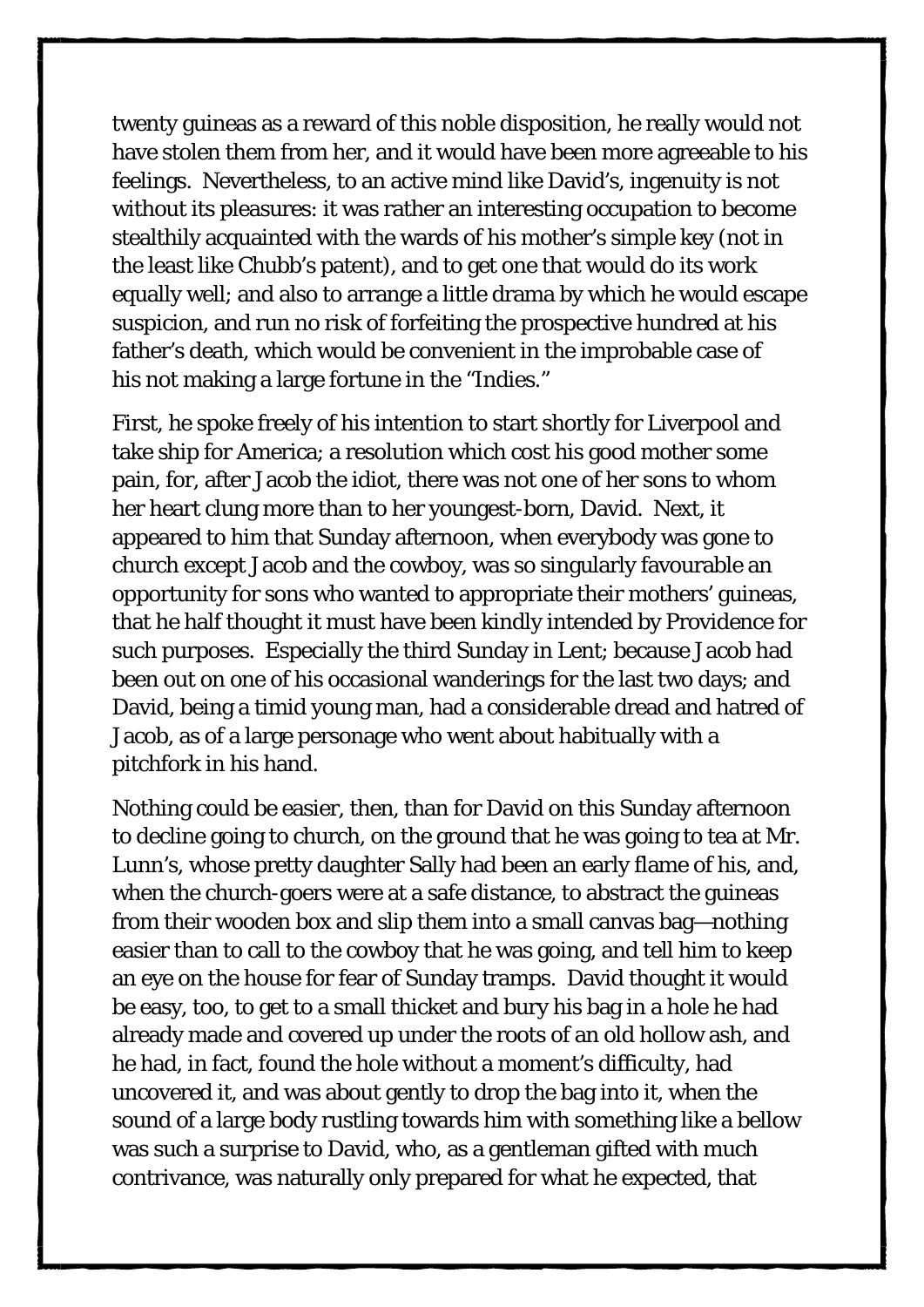twenty guineas as a reward of this noble disposition, he really would not have stolen them from her, and it would have been more agreeable to his feelings. Nevertheless, to an active mind like David's, ingenuity is not without its pleasures: it was rather an interesting occupation to become stealthily acquainted with the wards of his mother's simple key (not in the least like Chubb's patent), and to get one that would do its work equally well; and also to arrange a little drama by which he would escape suspicion, and run no risk of forfeiting the prospective hundred at his father's death, which would be convenient in the improbable case of his not making a large fortune in the "Indies."

First, he spoke freely of his intention to start shortly for Liverpool and take ship for America; a resolution which cost his good mother some pain, for, after Jacob the idiot, there was not one of her sons to whom her heart clung more than to her youngest-born, David. Next, it appeared to him that Sunday afternoon, when everybody was gone to church except Jacob and the cowboy, was so singularly favourable an opportunity for sons who wanted to appropriate their mothers' guineas, that he half thought it must have been kindly intended by Providence for such purposes. Especially the third Sunday in Lent; because Jacob had been out on one of his occasional wanderings for the last two days; and David, being a timid young man, had a considerable dread and hatred of Jacob, as of a large personage who went about habitually with a pitchfork in his hand.

Nothing could be easier, then, than for David on this Sunday afternoon to decline going to church, on the ground that he was going to tea at Mr. Lunn's, whose pretty daughter Sally had been an early flame of his, and, when the church-goers were at a safe distance, to abstract the guineas from their wooden box and slip them into a small canvas bag—nothing easier than to call to the cowboy that he was going, and tell him to keep an eye on the house for fear of Sunday tramps. David thought it would be easy, too, to get to a small thicket and bury his bag in a hole he had already made and covered up under the roots of an old hollow ash, and he had, in fact, found the hole without a moment's difficulty, had uncovered it, and was about gently to drop the bag into it, when the sound of a large body rustling towards him with something like a bellow was such a surprise to David, who, as a gentleman gifted with much contrivance, was naturally only prepared for what he expected, that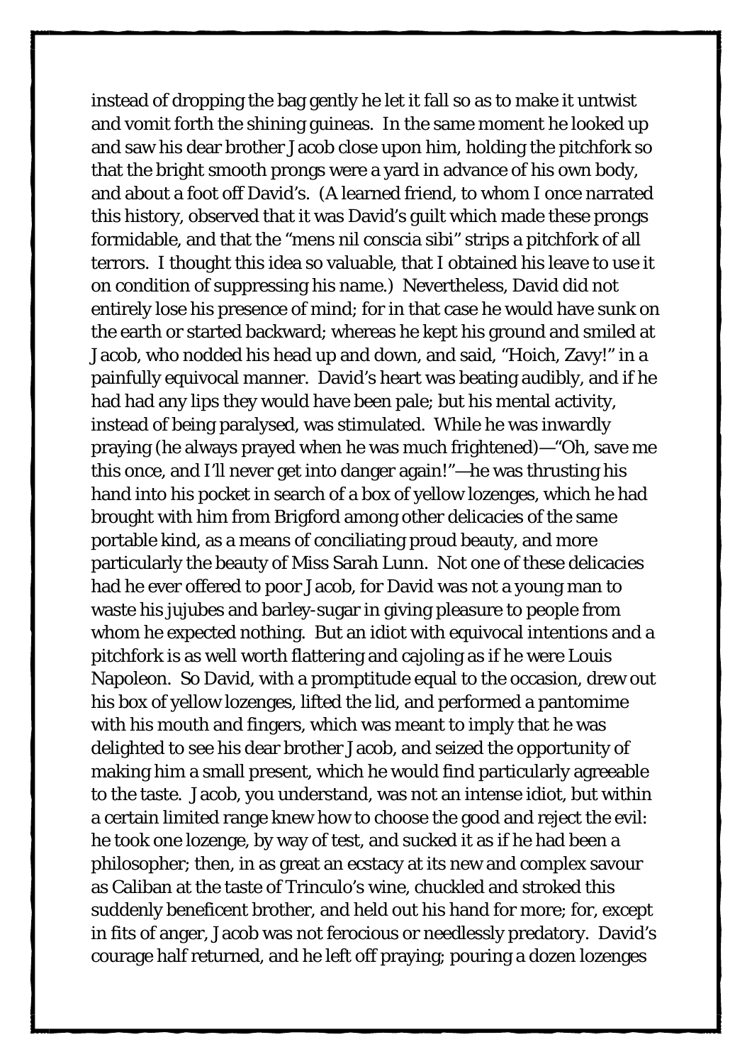instead of dropping the bag gently he let it fall so as to make it untwist and vomit forth the shining guineas. In the same moment he looked up and saw his dear brother Jacob close upon him, holding the pitchfork so that the bright smooth prongs were a yard in advance of his own body, and about a foot off David's. (A learned friend, to whom I once narrated this history, observed that it was David's guilt which made these prongs formidable, and that the "mens nil conscia sibi" strips a pitchfork of all terrors. I thought this idea so valuable, that I obtained his leave to use it on condition of suppressing his name.) Nevertheless, David did not entirely lose his presence of mind; for in that case he would have sunk on the earth or started backward; whereas he kept his ground and smiled at Jacob, who nodded his head up and down, and said, "Hoich, Zavy!" in a painfully equivocal manner. David's heart was beating audibly, and if he had had any lips they would have been pale; but his mental activity, instead of being paralysed, was stimulated. While he was inwardly praying (he always prayed when he was much frightened)—"Oh, save me this once, and I'll never get into danger again!"—he was thrusting his hand into his pocket in search of a box of yellow lozenges, which he had brought with him from Brigford among other delicacies of the same portable kind, as a means of conciliating proud beauty, and more particularly the beauty of Miss Sarah Lunn. Not one of these delicacies had he ever offered to poor Jacob, for David was not a young man to waste his jujubes and barley-sugar in giving pleasure to people from whom he expected nothing. But an idiot with equivocal intentions and a pitchfork is as well worth flattering and cajoling as if he were Louis Napoleon. So David, with a promptitude equal to the occasion, drew out his box of yellow lozenges, lifted the lid, and performed a pantomime with his mouth and fingers, which was meant to imply that he was delighted to see his dear brother Jacob, and seized the opportunity of making him a small present, which he would find particularly agreeable to the taste. Jacob, you understand, was not an intense idiot, but within a certain limited range knew how to choose the good and reject the evil: he took one lozenge, by way of test, and sucked it as if he had been a philosopher; then, in as great an ecstacy at its new and complex savour as Caliban at the taste of Trinculo's wine, chuckled and stroked this suddenly beneficent brother, and held out his hand for more; for, except in fits of anger, Jacob was not ferocious or needlessly predatory. David's courage half returned, and he left off praying; pouring a dozen lozenges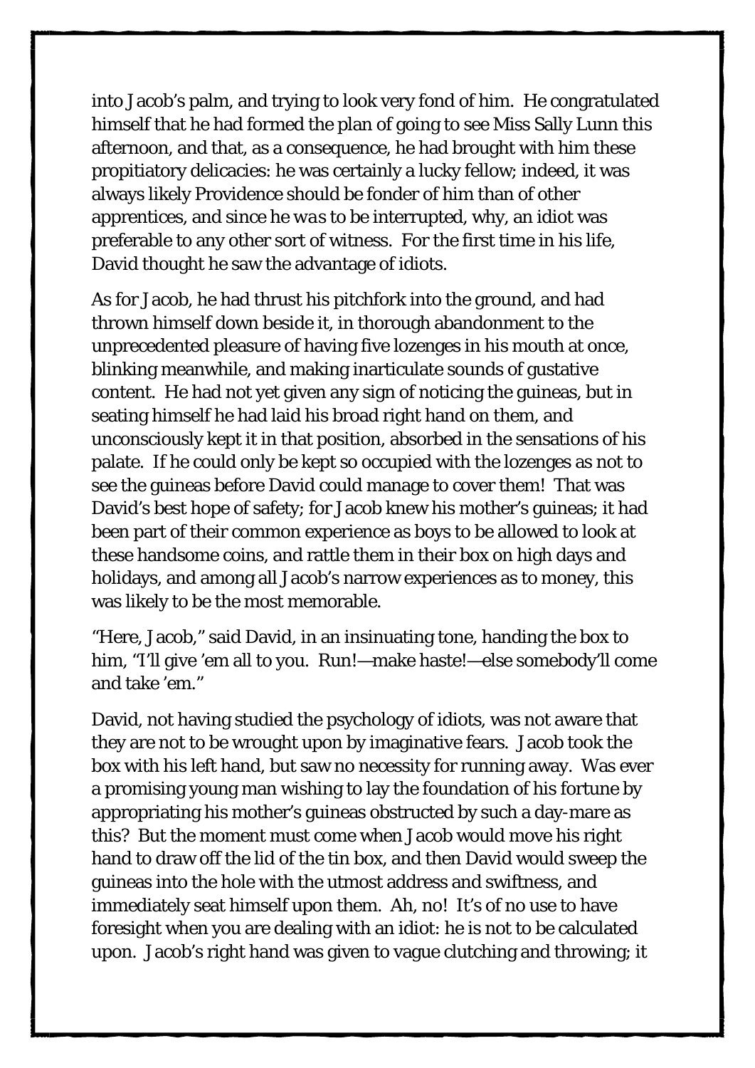into Jacob's palm, and trying to look very fond of him. He congratulated himself that he had formed the plan of going to see Miss Sally Lunn this afternoon, and that, as a consequence, he had brought with him these propitiatory delicacies: he was certainly a lucky fellow; indeed, it was always likely Providence should be fonder of him than of other apprentices, and since he *was* to be interrupted, why, an idiot was preferable to any other sort of witness. For the first time in his life, David thought he saw the advantage of idiots.

As for Jacob, he had thrust his pitchfork into the ground, and had thrown himself down beside it, in thorough abandonment to the unprecedented pleasure of having five lozenges in his mouth at once, blinking meanwhile, and making inarticulate sounds of gustative content. He had not yet given any sign of noticing the guineas, but in seating himself he had laid his broad right hand on them, and unconsciously kept it in that position, absorbed in the sensations of his palate. If he could only be kept so occupied with the lozenges as not to see the guineas before David could manage to cover them! That was David's best hope of safety; for Jacob knew his mother's guineas; it had been part of their common experience as boys to be allowed to look at these handsome coins, and rattle them in their box on high days and holidays, and among all Jacob's narrow experiences as to money, this was likely to be the most memorable.

"Here, Jacob," said David, in an insinuating tone, handing the box to him, "I'll give 'em all to you. Run!—make haste!—else somebody'll come and take 'em."

David, not having studied the psychology of idiots, was not aware that they are not to be wrought upon by imaginative fears. Jacob took the box with his left hand, but saw no necessity for running away. Was ever a promising young man wishing to lay the foundation of his fortune by appropriating his mother's guineas obstructed by such a day-mare as this? But the moment must come when Jacob would move his right hand to draw off the lid of the tin box, and then David would sweep the guineas into the hole with the utmost address and swiftness, and immediately seat himself upon them. Ah, no! It's of no use to have foresight when you are dealing with an idiot: he is not to be calculated upon. Jacob's right hand was given to vague clutching and throwing; it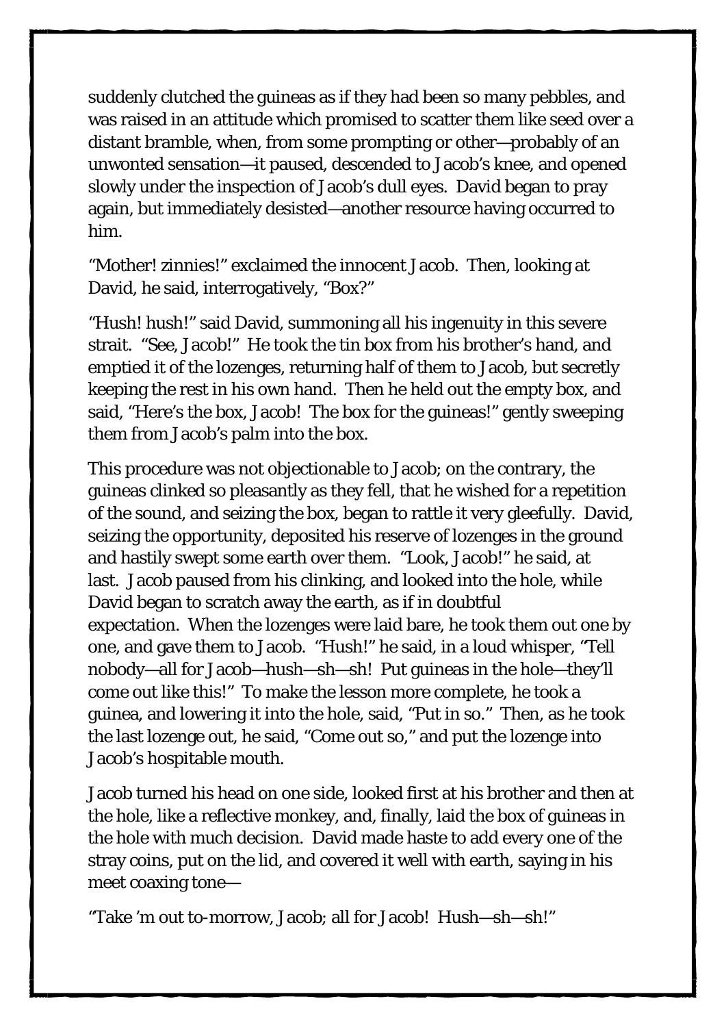suddenly clutched the guineas as if they had been so many pebbles, and was raised in an attitude which promised to scatter them like seed over a distant bramble, when, from some prompting or other—probably of an unwonted sensation—it paused, descended to Jacob's knee, and opened slowly under the inspection of Jacob's dull eyes. David began to pray again, but immediately desisted—another resource having occurred to him.

"Mother! zinnies!" exclaimed the innocent Jacob. Then, looking at David, he said, interrogatively, "Box?"

"Hush! hush!" said David, summoning all his ingenuity in this severe strait. "See, Jacob!" He took the tin box from his brother's hand, and emptied it of the lozenges, returning half of them to Jacob, but secretly keeping the rest in his own hand. Then he held out the empty box, and said, "Here's the box, Jacob! The box for the guineas!" gently sweeping them from Jacob's palm into the box.

This procedure was not objectionable to Jacob; on the contrary, the guineas clinked so pleasantly as they fell, that he wished for a repetition of the sound, and seizing the box, began to rattle it very gleefully. David, seizing the opportunity, deposited his reserve of lozenges in the ground and hastily swept some earth over them. "Look, Jacob!" he said, at last. Jacob paused from his clinking, and looked into the hole, while David began to scratch away the earth, as if in doubtful expectation. When the lozenges were laid bare, he took them out one by one, and gave them to Jacob. "Hush!" he said, in a loud whisper, "Tell nobody—all for Jacob—hush—sh—sh! Put guineas in the hole—they'll come out like this!" To make the lesson more complete, he took a guinea, and lowering it into the hole, said, "Put in so." Then, as he took the last lozenge out, he said, "Come out so," and put the lozenge into Jacob's hospitable mouth.

Jacob turned his head on one side, looked first at his brother and then at the hole, like a reflective monkey, and, finally, laid the box of guineas in the hole with much decision. David made haste to add every one of the stray coins, put on the lid, and covered it well with earth, saying in his meet coaxing tone—

"Take 'm out to-morrow, Jacob; all for Jacob! Hush—sh—sh!"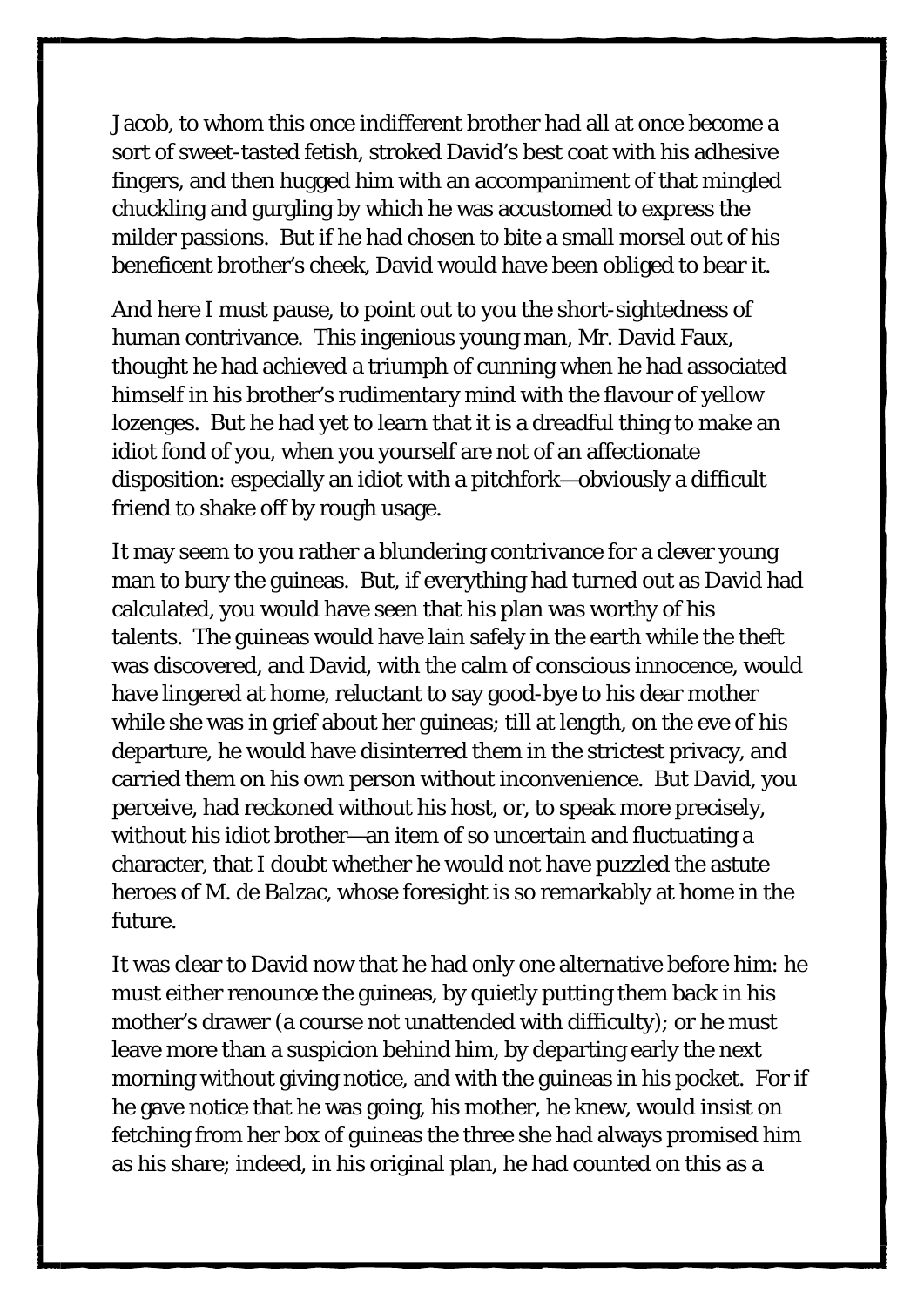Jacob, to whom this once indifferent brother had all at once become a sort of sweet-tasted fetish, stroked David's best coat with his adhesive fingers, and then hugged him with an accompaniment of that mingled chuckling and gurgling by which he was accustomed to express the milder passions. But if he had chosen to bite a small morsel out of his beneficent brother's cheek, David would have been obliged to bear it.

And here I must pause, to point out to you the short-sightedness of human contrivance. This ingenious young man, Mr. David Faux, thought he had achieved a triumph of cunning when he had associated himself in his brother's rudimentary mind with the flavour of yellow lozenges. But he had yet to learn that it is a dreadful thing to make an idiot fond of you, when you yourself are not of an affectionate disposition: especially an idiot with a pitchfork—obviously a difficult friend to shake off by rough usage.

It may seem to you rather a blundering contrivance for a clever young man to bury the guineas. But, if everything had turned out as David had calculated, you would have seen that his plan was worthy of his talents. The guineas would have lain safely in the earth while the theft was discovered, and David, with the calm of conscious innocence, would have lingered at home, reluctant to say good-bye to his dear mother while she was in grief about her guineas; till at length, on the eve of his departure, he would have disinterred them in the strictest privacy, and carried them on his own person without inconvenience. But David, you perceive, had reckoned without his host, or, to speak more precisely, without his idiot brother—an item of so uncertain and fluctuating a character, that I doubt whether he would not have puzzled the astute heroes of M. de Balzac, whose foresight is so remarkably at home in the future.

It was clear to David now that he had only one alternative before him: he must either renounce the guineas, by quietly putting them back in his mother's drawer (a course not unattended with difficulty); or he must leave more than a suspicion behind him, by departing early the next morning without giving notice, and with the guineas in his pocket. For if he gave notice that he was going, his mother, he knew, would insist on fetching from her box of guineas the three she had always promised him as his share; indeed, in his original plan, he had counted on this as a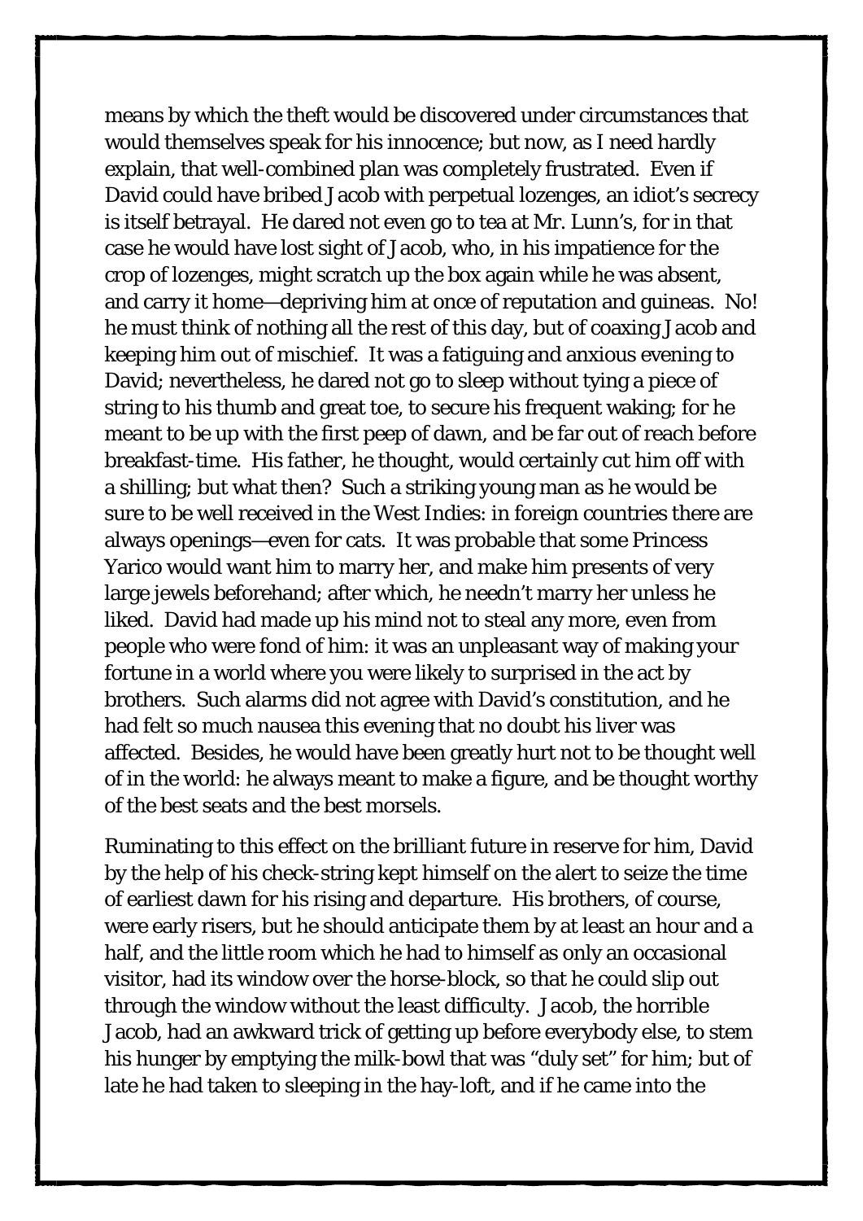means by which the theft would be discovered under circumstances that would themselves speak for his innocence; but now, as I need hardly explain, that well-combined plan was completely frustrated. Even if David could have bribed Jacob with perpetual lozenges, an idiot's secrecy is itself betrayal. He dared not even go to tea at Mr. Lunn's, for in that case he would have lost sight of Jacob, who, in his impatience for the crop of lozenges, might scratch up the box again while he was absent, and carry it home—depriving him at once of reputation and guineas. No! he must think of nothing all the rest of this day, but of coaxing Jacob and keeping him out of mischief. It was a fatiguing and anxious evening to David; nevertheless, he dared not go to sleep without tying a piece of string to his thumb and great toe, to secure his frequent waking; for he meant to be up with the first peep of dawn, and be far out of reach before breakfast-time. His father, he thought, would certainly cut him off with a shilling; but what then? Such a striking young man as he would be sure to be well received in the West Indies: in foreign countries there are always openings—even for cats. It was probable that some Princess Yarico would want him to marry her, and make him presents of very large jewels beforehand; after which, he needn't marry her unless he liked. David had made up his mind not to steal any more, even from people who were fond of him: it was an unpleasant way of making your fortune in a world where you were likely to surprised in the act by brothers. Such alarms did not agree with David's constitution, and he had felt so much nausea this evening that no doubt his liver was affected. Besides, he would have been greatly hurt not to be thought well of in the world: he always meant to make a figure, and be thought worthy of the best seats and the best morsels.

Ruminating to this effect on the brilliant future in reserve for him, David by the help of his check-string kept himself on the alert to seize the time of earliest dawn for his rising and departure. His brothers, of course, were early risers, but he should anticipate them by at least an hour and a half, and the little room which he had to himself as only an occasional visitor, had its window over the horse-block, so that he could slip out through the window without the least difficulty. Jacob, the horrible Jacob, had an awkward trick of getting up before everybody else, to stem his hunger by emptying the milk-bowl that was "duly set" for him; but of late he had taken to sleeping in the hay-loft, and if he came into the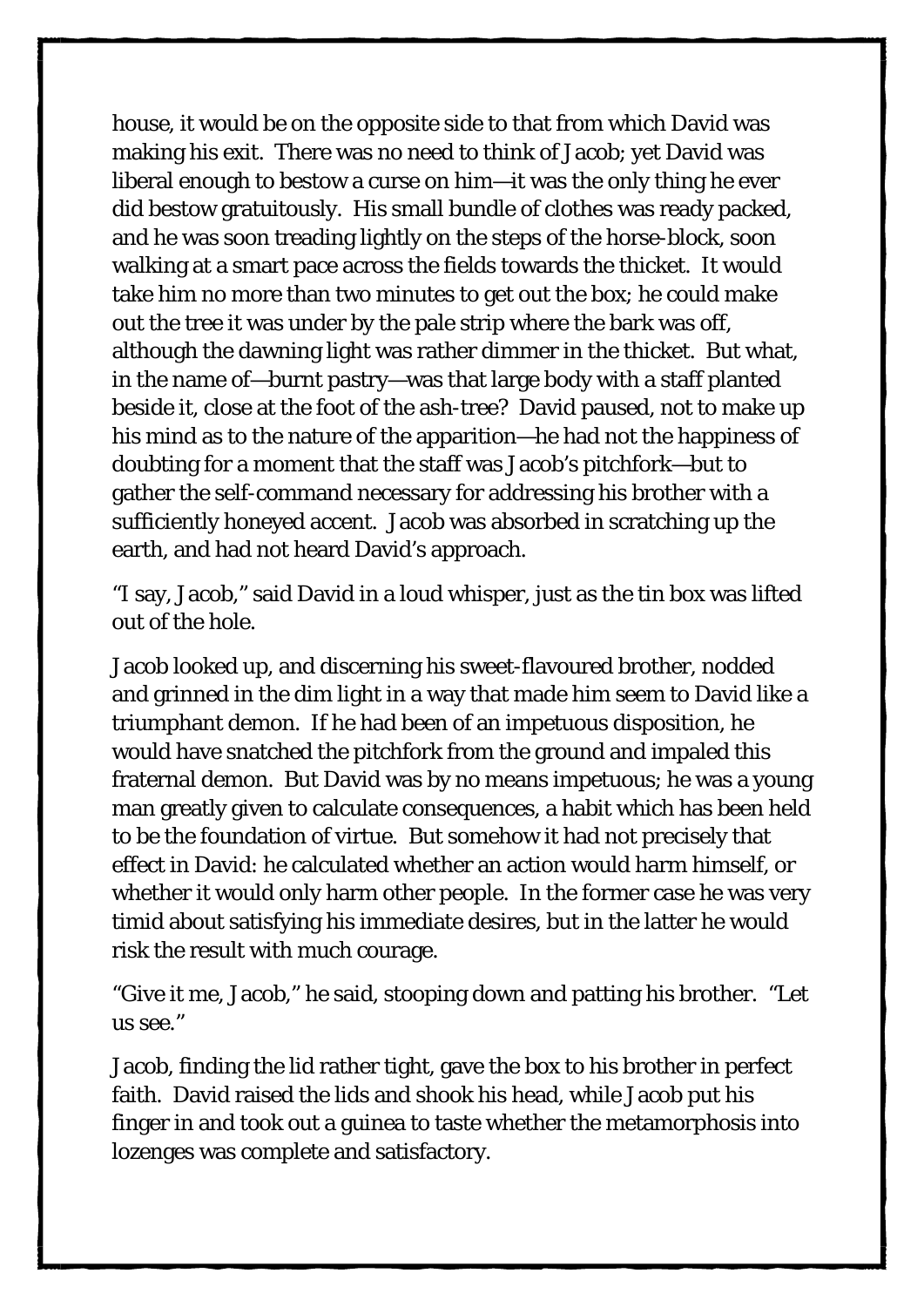house, it would be on the opposite side to that from which David was making his exit. There was no need to think of Jacob; yet David was liberal enough to bestow a curse on him—it was the only thing he ever did bestow gratuitously. His small bundle of clothes was ready packed, and he was soon treading lightly on the steps of the horse-block, soon walking at a smart pace across the fields towards the thicket. It would take him no more than two minutes to get out the box; he could make out the tree it was under by the pale strip where the bark was off, although the dawning light was rather dimmer in the thicket. But what, in the name of—burnt pastry—was that large body with a staff planted beside it, close at the foot of the ash-tree? David paused, not to make up his mind as to the nature of the apparition—he had not the happiness of doubting for a moment that the staff was Jacob's pitchfork—but to gather the self-command necessary for addressing his brother with a sufficiently honeyed accent. Jacob was absorbed in scratching up the earth, and had not heard David's approach.

"I say, Jacob," said David in a loud whisper, just as the tin box was lifted out of the hole.

Jacob looked up, and discerning his sweet-flavoured brother, nodded and grinned in the dim light in a way that made him seem to David like a triumphant demon. If he had been of an impetuous disposition, he would have snatched the pitchfork from the ground and impaled this fraternal demon. But David was by no means impetuous; he was a young man greatly given to calculate consequences, a habit which has been held to be the foundation of virtue. But somehow it had not precisely that effect in David: he calculated whether an action would harm himself, or whether it would only harm other people. In the former case he was very timid about satisfying his immediate desires, but in the latter he would risk the result with much courage.

"Give it me, Jacob," he said, stooping down and patting his brother. "Let us see."

Jacob, finding the lid rather tight, gave the box to his brother in perfect faith. David raised the lids and shook his head, while Jacob put his finger in and took out a guinea to taste whether the metamorphosis into lozenges was complete and satisfactory.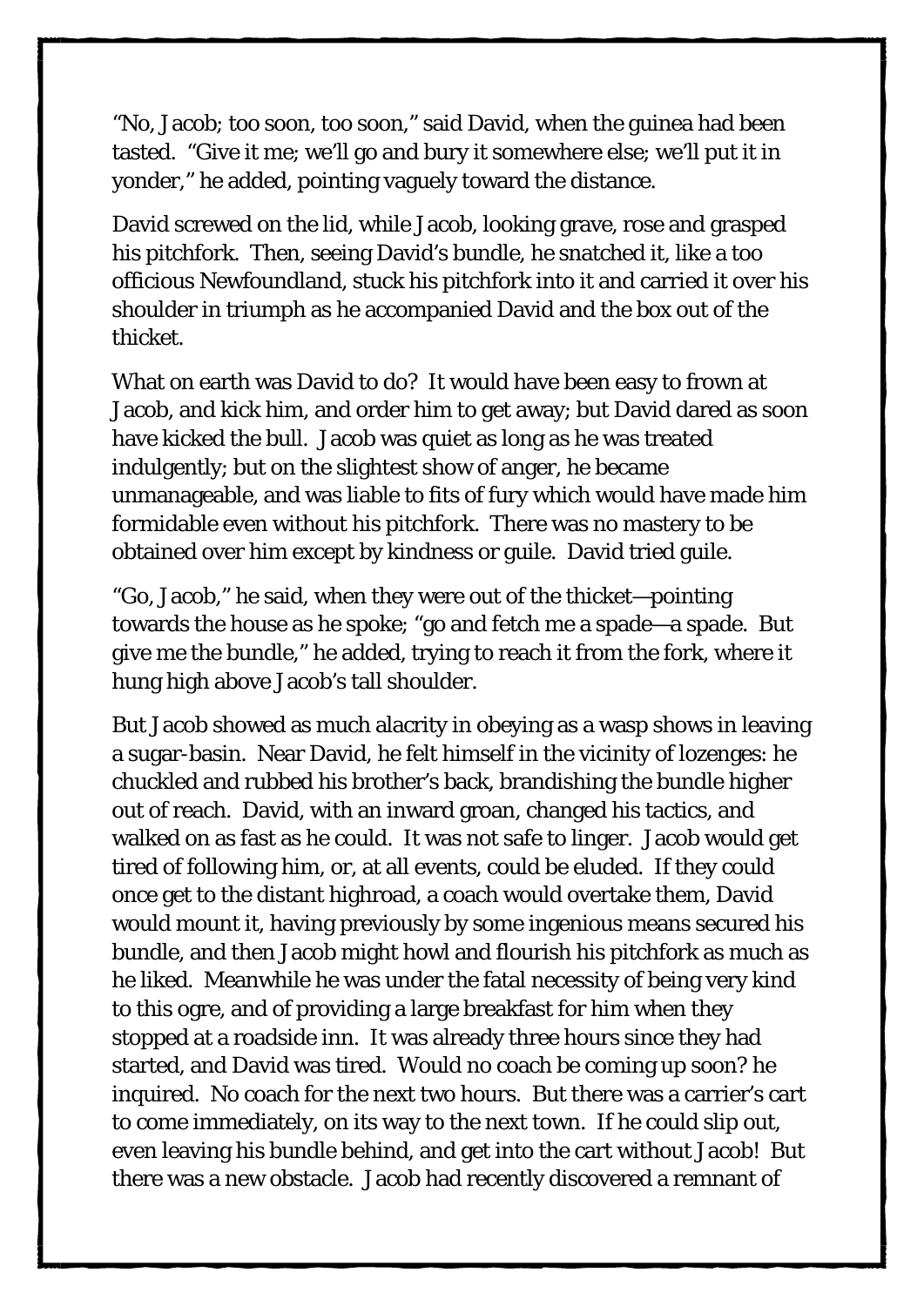"No, Jacob; too soon, too soon," said David, when the guinea had been tasted. "Give it me; we'll go and bury it somewhere else; we'll put it in yonder," he added, pointing vaguely toward the distance.

David screwed on the lid, while Jacob, looking grave, rose and grasped his pitchfork. Then, seeing David's bundle, he snatched it, like a too officious Newfoundland, stuck his pitchfork into it and carried it over his shoulder in triumph as he accompanied David and the box out of the thicket.

What on earth was David to do? It would have been easy to frown at Jacob, and kick him, and order him to get away; but David dared as soon have kicked the bull. Jacob was quiet as long as he was treated indulgently; but on the slightest show of anger, he became unmanageable, and was liable to fits of fury which would have made him formidable even without his pitchfork. There was no mastery to be obtained over him except by kindness or guile. David tried guile.

"Go, Jacob," he said, when they were out of the thicket—pointing towards the house as he spoke; "go and fetch me a spade—a spade. But give me the bundle," he added, trying to reach it from the fork, where it hung high above Jacob's tall shoulder.

But Jacob showed as much alacrity in obeying as a wasp shows in leaving a sugar-basin. Near David, he felt himself in the vicinity of lozenges: he chuckled and rubbed his brother's back, brandishing the bundle higher out of reach. David, with an inward groan, changed his tactics, and walked on as fast as he could. It was not safe to linger. Jacob would get tired of following him, or, at all events, could be eluded. If they could once get to the distant highroad, a coach would overtake them, David would mount it, having previously by some ingenious means secured his bundle, and then Jacob might howl and flourish his pitchfork as much as he liked. Meanwhile he was under the fatal necessity of being very kind to this ogre, and of providing a large breakfast for him when they stopped at a roadside inn. It was already three hours since they had started, and David was tired. Would no coach be coming up soon? he inquired. No coach for the next two hours. But there was a carrier's cart to come immediately, on its way to the next town. If he could slip out, even leaving his bundle behind, and get into the cart without Jacob! But there was a new obstacle. Jacob had recently discovered a remnant of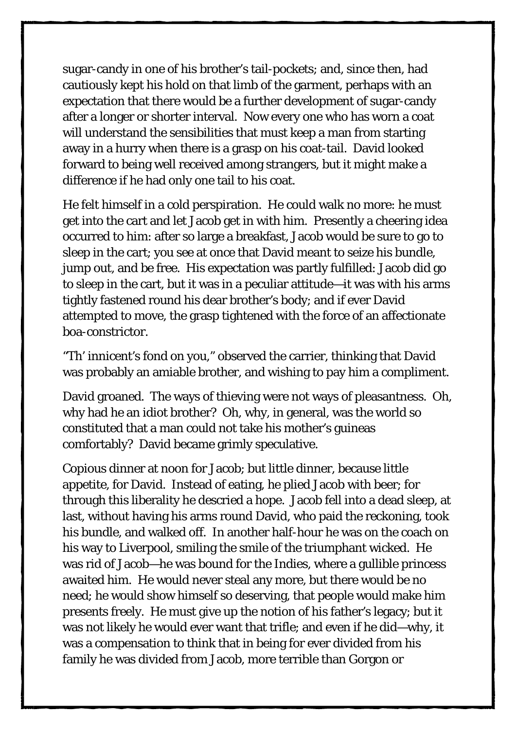sugar-candy in one of his brother's tail-pockets; and, since then, had cautiously kept his hold on that limb of the garment, perhaps with an expectation that there would be a further development of sugar-candy after a longer or shorter interval. Now every one who has worn a coat will understand the sensibilities that must keep a man from starting away in a hurry when there is a grasp on his coat-tail. David looked forward to being well received among strangers, but it might make a difference if he had only one tail to his coat.

He felt himself in a cold perspiration. He could walk no more: he must get into the cart and let Jacob get in with him. Presently a cheering idea occurred to him: after so large a breakfast, Jacob would be sure to go to sleep in the cart; you see at once that David meant to seize his bundle, jump out, and be free. His expectation was partly fulfilled: Jacob did go to sleep in the cart, but it was in a peculiar attitude—it was with his arms tightly fastened round his dear brother's body; and if ever David attempted to move, the grasp tightened with the force of an affectionate boa-constrictor.

"Th' innicent's fond on you," observed the carrier, thinking that David was probably an amiable brother, and wishing to pay him a compliment.

David groaned. The ways of thieving were not ways of pleasantness. Oh, why had he an idiot brother? Oh, why, in general, was the world so constituted that a man could not take his mother's guineas comfortably? David became grimly speculative.

Copious dinner at noon for Jacob; but little dinner, because little appetite, for David. Instead of eating, he plied Jacob with beer; for through this liberality he descried a hope. Jacob fell into a dead sleep, at last, without having his arms round David, who paid the reckoning, took his bundle, and walked off. In another half-hour he was on the coach on his way to Liverpool, smiling the smile of the triumphant wicked. He was rid of Jacob—he was bound for the Indies, where a gullible princess awaited him. He would never steal any more, but there would be no need; he would show himself so deserving, that people would make him presents freely. He must give up the notion of his father's legacy; but it was not likely he would ever want that trifle; and even if he did—why, it was a compensation to think that in being for ever divided from his family he was divided from Jacob, more terrible than Gorgon or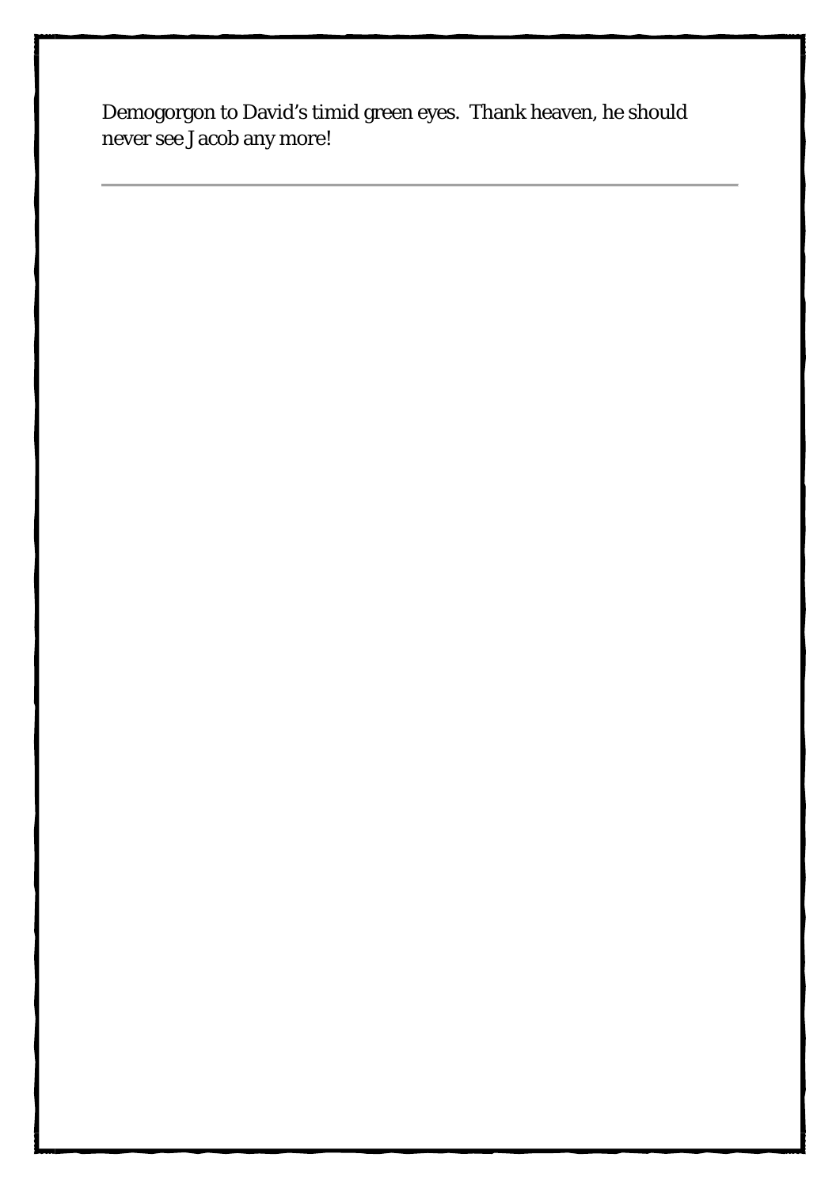Demogorgon to David's timid green eyes. Thank heaven, he should never see Jacob any more!

---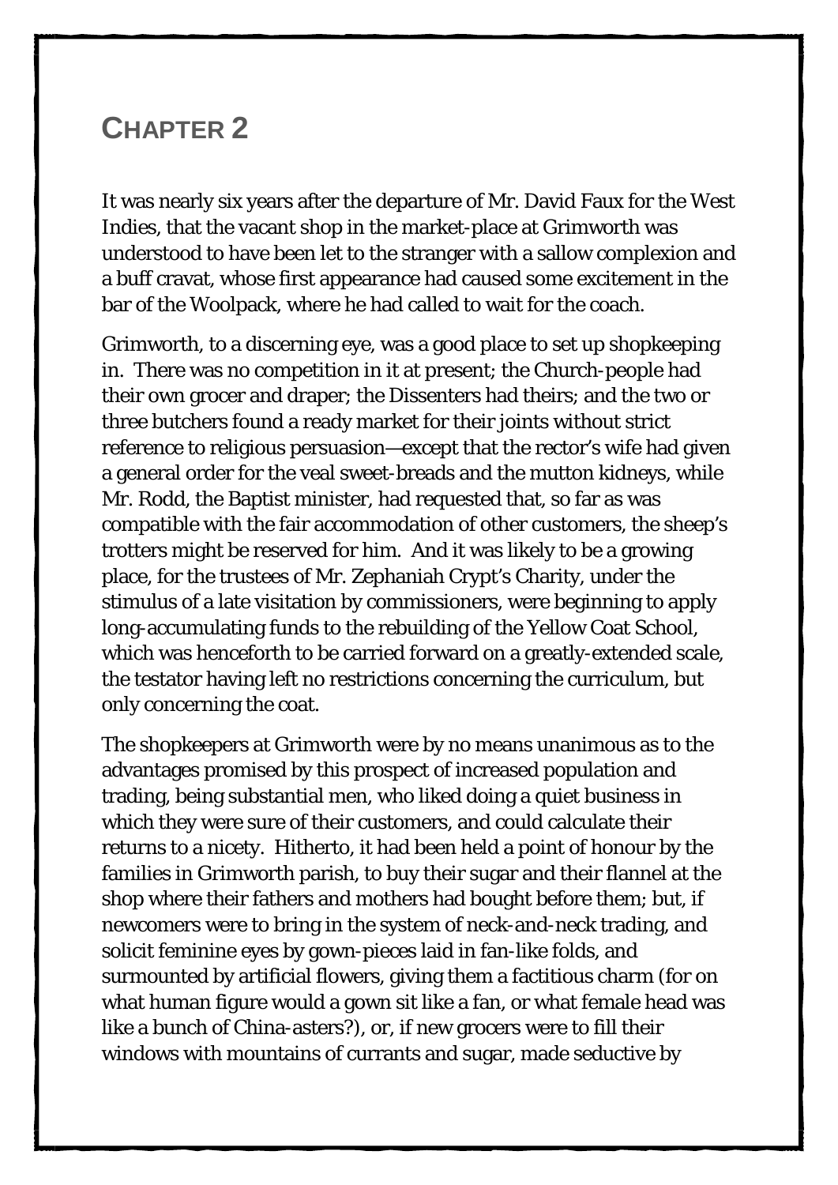## CHAPTER 2

It was nearly six years after the departure of Mr. David Faux for the West Indies, that the vacant shop in the market-place at Grimworth was understood to have been let to the stranger with a sallow complexion and a buff cravat, whose first appearance had caused some excitement in the bar of the Woolpack, where he had called to wait for the coach.

Grimworth, to a discerning eye, was a good place to set up shopkeeping in. There was no competition in it at present; the Church-people had their own grocer and draper; the Dissenters had theirs; and the two or three butchers found a ready market for their joints without strict reference to religious persuasion—except that the rector's wife had given a general order for the veal sweet-breads and the mutton kidneys, while Mr. Rodd, the Baptist minister, had requested that, so far as was compatible with the fair accommodation of other customers, the sheep's trotters might be reserved for him. And it was likely to be a growing place, for the trustees of Mr. Zephaniah Crypt's Charity, under the stimulus of a late visitation by commissioners, were beginning to apply long-accumulating funds to the rebuilding of the Yellow Coat School, which was henceforth to be carried forward on a greatly-extended scale, the testator having left no restrictions concerning the curriculum, but only concerning the coat.

The shopkeepers at Grimworth were by no means unanimous as to the advantages promised by this prospect of increased population and trading, being substantial men, who liked doing a quiet business in which they were sure of their customers, and could calculate their returns to a nicety. Hitherto, it had been held a point of honour by the families in Grimworth parish, to buy their sugar and their flannel at the shop where their fathers and mothers had bought before them; but, if newcomers were to bring in the system of neck-and-neck trading, and solicit feminine eyes by gown-pieces laid in fan-like folds, and surmounted by artificial flowers, giving them a factitious charm (for on what human figure would a gown sit like a fan, or what female head was like a bunch of China-asters?), or, if new grocers were to fill their windows with mountains of currants and sugar, made seductive by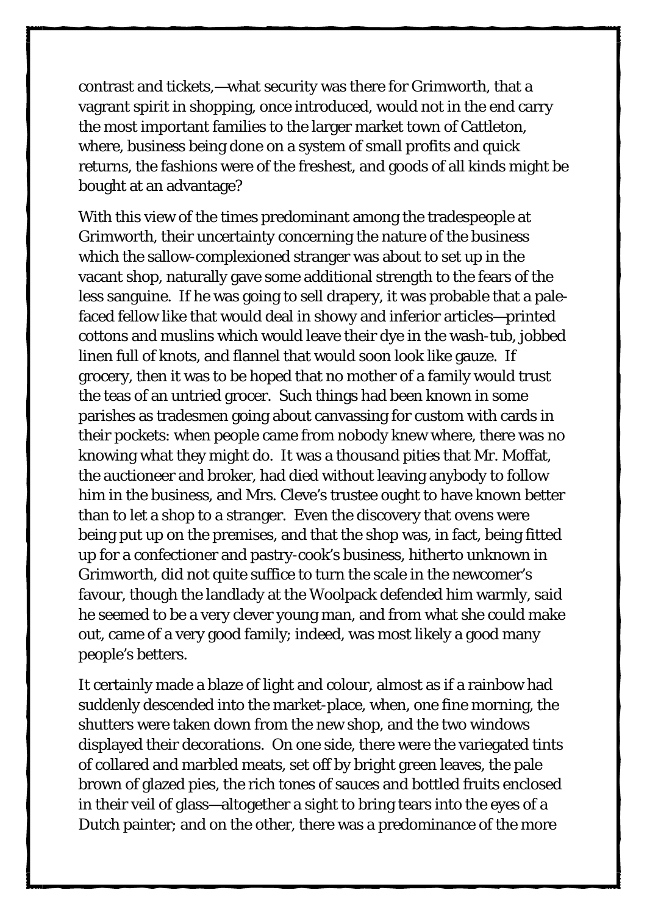contrast and tickets,—what security was there for Grimworth, that a vagrant spirit in shopping, once introduced, would not in the end carry the most important families to the larger market town of Cattleton, where, business being done on a system of small profits and quick returns, the fashions were of the freshest, and goods of all kinds might be bought at an advantage?

With this view of the times predominant among the tradespeople at Grimworth, their uncertainty concerning the nature of the business which the sallow-complexioned stranger was about to set up in the vacant shop, naturally gave some additional strength to the fears of the less sanguine. If he was going to sell drapery, it was probable that a pale-faced fellow like that would deal in showy and inferior articles—printed cottons and muslins which would leave their dye in the wash-tub, jobbed linen full of knots, and flannel that would soon look like gauze. If grocery, then it was to be hoped that no mother of a family would trust the teas of an untried grocer. Such things had been known in some parishes as tradesmen going about canvassing for custom with cards in their pockets: when people came from nobody knew where, there was no knowing what they might do. It was a thousand pities that Mr. Moffat, the auctioneer and broker, had died without leaving anybody to follow him in the business, and Mrs. Cleve's trustee ought to have known better than to let a shop to a stranger. Even the discovery that ovens were being put up on the premises, and that the shop was, in fact, being fitted up for a confectioner and pastry-cook's business, hitherto unknown in Grimworth, did not quite suffice to turn the scale in the newcomer's favour, though the landlady at the Woolpack defended him warmly, said he seemed to be a very clever young man, and from what she could make out, came of a very good family; indeed, was most likely a good many people's betters.

It certainly made a blaze of light and colour, almost as if a rainbow had suddenly descended into the market-place, when, one fine morning, the shutters were taken down from the new shop, and the two windows displayed their decorations. On one side, there were the variegated tints of collared and marbled meats, set off by bright green leaves, the pale brown of glazed pies, the rich tones of sauces and bottled fruits enclosed in their veil of glass—altogether a sight to bring tears into the eyes of a Dutch painter; and on the other, there was a predominance of the more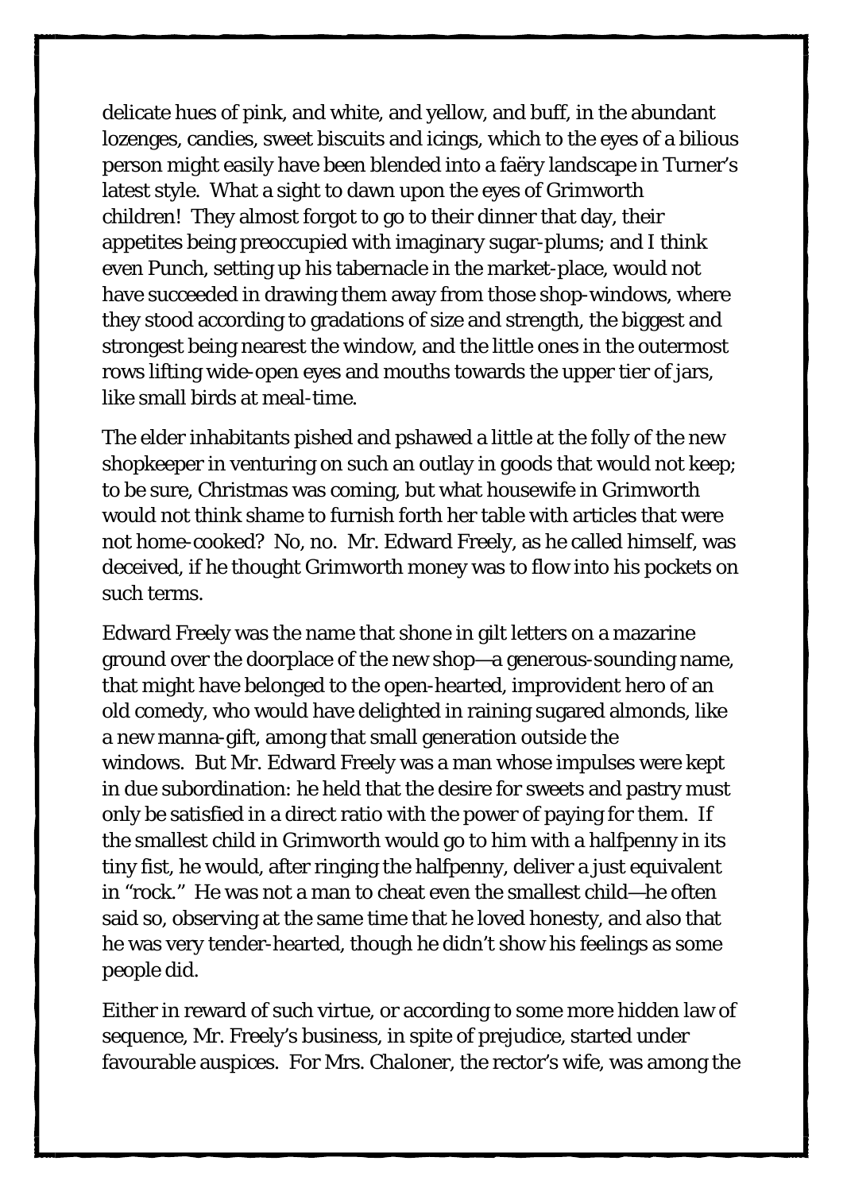delicate hues of pink, and white, and yellow, and buff, in the abundant lozenges, candies, sweet biscuits and icings, which to the eyes of a bilious person might easily have been blended into a faëry landscape in Turner's latest style. What a sight to dawn upon the eyes of Grimworth children! They almost forgot to go to their dinner that day, their appetites being preoccupied with imaginary sugar-plums; and I think even Punch, setting up his tabernacle in the market-place, would not have succeeded in drawing them away from those shop-windows, where they stood according to gradations of size and strength, the biggest and strongest being nearest the window, and the little ones in the outermost rows lifting wide-open eyes and mouths towards the upper tier of jars, like small birds at meal-time.

The elder inhabitants pished and pshawed a little at the folly of the new shopkeeper in venturing on such an outlay in goods that would not keep; to be sure, Christmas was coming, but what housewife in Grimworth would not think shame to furnish forth her table with articles that were not home-cooked? No, no. Mr. Edward Freely, as he called himself, was deceived, if he thought Grimworth money was to flow into his pockets on such terms.

Edward Freely was the name that shone in gilt letters on a mazarine ground over the doorplace of the new shop—a generous-sounding name, that might have belonged to the open-hearted, improvident hero of an old comedy, who would have delighted in raining sugared almonds, like a new manna-gift, among that small generation outside the windows. But Mr. Edward Freely was a man whose impulses were kept in due subordination: he held that the desire for sweets and pastry must only be satisfied in a direct ratio with the power of paying for them. If the smallest child in Grimworth would go to him with a halfpenny in its tiny fist, he would, after ringing the halfpenny, deliver a just equivalent in "rock." He was not a man to cheat even the smallest child—he often said so, observing at the same time that he loved honesty, and also that he was very tender-hearted, though he didn't show his feelings as some people did.

Either in reward of such virtue, or according to some more hidden law of sequence, Mr. Freely's business, in spite of prejudice, started under favourable auspices. For Mrs. Chaloner, the rector's wife, was among the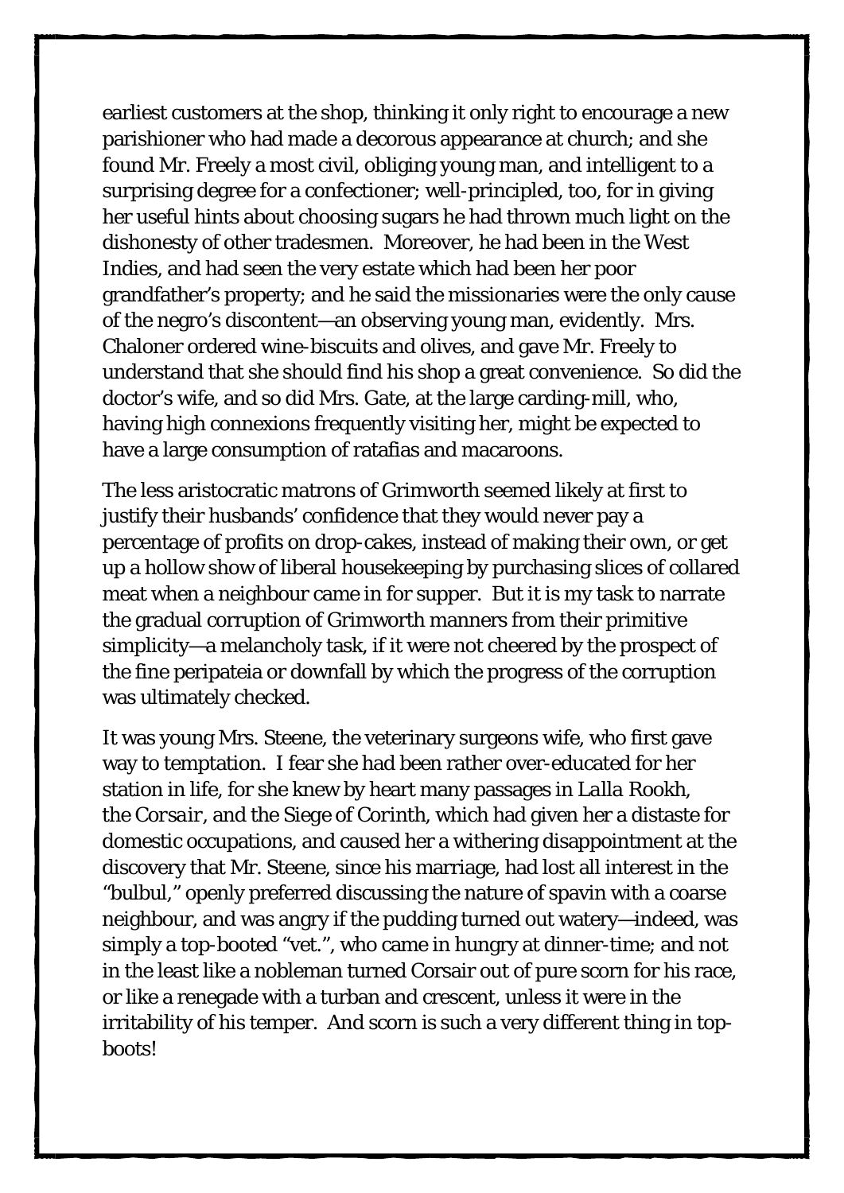earliest customers at the shop, thinking it only right to encourage a new parishioner who had made a decorous appearance at church; and she found Mr. Freely a most civil, obliging young man, and intelligent to a surprising degree for a confectioner; well-principled, too, for in giving her useful hints about choosing sugars he had thrown much light on the dishonesty of other tradesmen. Moreover, he had been in the West Indies, and had seen the very estate which had been her poor grandfather's property; and he said the missionaries were the only cause of the negro's discontent—an observing young man, evidently. Mrs. Chaloner ordered wine-biscuits and olives, and gave Mr. Freely to understand that she should find his shop a great convenience. So did the doctor's wife, and so did Mrs. Gate, at the large carding-mill, who, having high connexions frequently visiting her, might be expected to have a large consumption of ratafias and macaroons.

The less aristocratic matrons of Grimworth seemed likely at first to justify their husbands' confidence that they would never pay a percentage of profits on drop-cakes, instead of making their own, or get up a hollow show of liberal housekeeping by purchasing slices of collared meat when a neighbour came in for supper. But it is my task to narrate the gradual corruption of Grimworth manners from their primitive simplicity—a melancholy task, if it were not cheered by the prospect of the fine peripateia or downfall by which the progress of the corruption was ultimately checked.

It was young Mrs. Steene, the veterinary surgeons wife, who first gave way to temptation. I fear she had been rather over-educated for her station in life, for she knew by heart many passages in *Lalla Rookh*, the *Corsair*, and the Siege of Corinth, which had given her a distaste for domestic occupations, and caused her a withering disappointment at the discovery that Mr. Steene, since his marriage, had lost all interest in the "bulbul," openly preferred discussing the nature of spavin with a coarse neighbour, and was angry if the pudding turned out watery—indeed, was simply a top-booted "vet.", who came in hungry at dinner-time; and not in the least like a nobleman turned Corsair out of pure scorn for his race, or like a renegade with a turban and crescent, unless it were in the irritability of his temper. And scorn is such a very different thing in top-boots!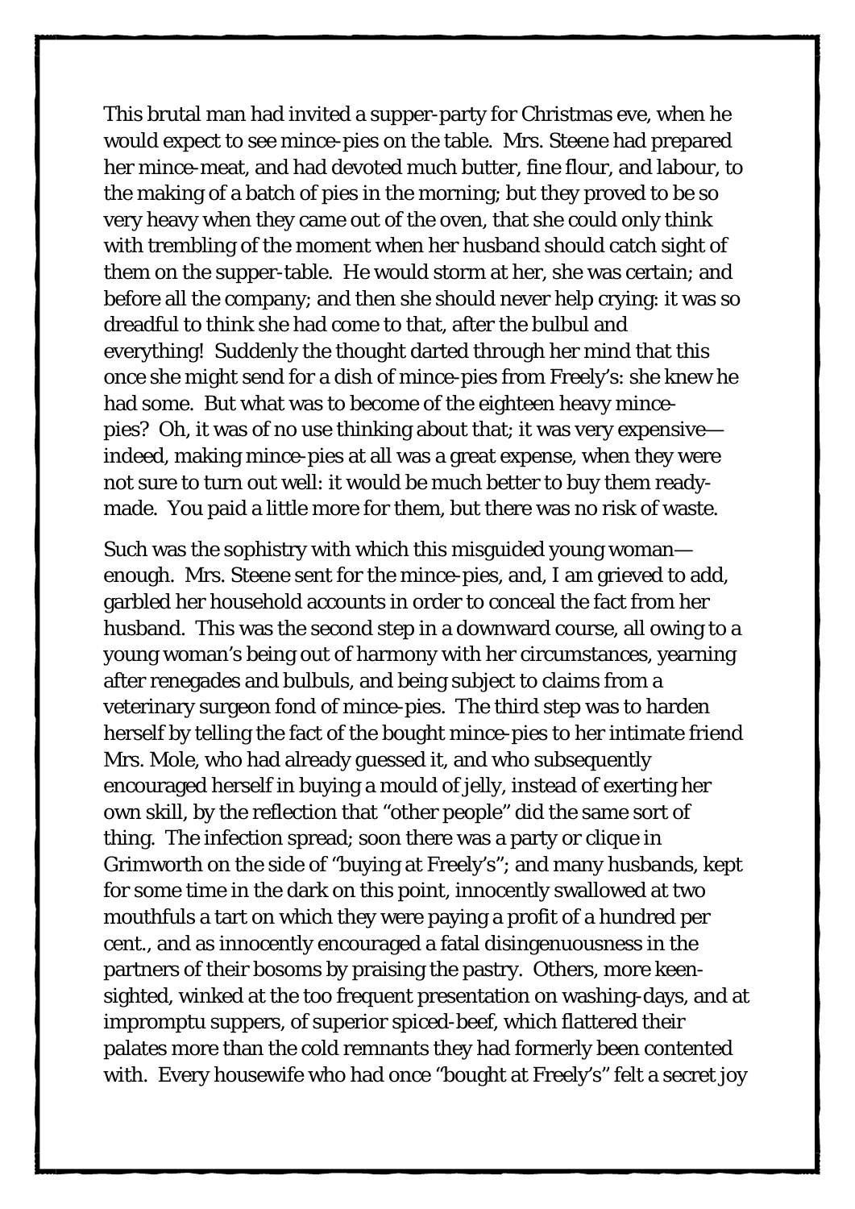This brutal man had invited a supper-party for Christmas eve, when he would expect to see mince-pies on the table. Mrs. Steene had prepared her mince-meat, and had devoted much butter, fine flour, and labour, to the making of a batch of pies in the morning; but they proved to be so very heavy when they came out of the oven, that she could only think with trembling of the moment when her husband should catch sight of them on the supper-table. He would storm at her, she was certain; and before all the company; and then she should never help crying: it was so dreadful to think she had come to that, after the bulbul and everything! Suddenly the thought darted through her mind that this once she might send for a dish of mince-pies from Freely's: she knew he had some. But what was to become of the eighteen heavy mince-pies? Oh, it was of no use thinking about that; it was very expensive—indeed, making mince-pies at all was a great expense, when they were not sure to turn out well: it would be much better to buy them ready-made. You paid a little more for them, but there was no risk of waste.

Such was the sophistry with which this misguided young woman—enough. Mrs. Steene sent for the mince-pies, and, I am grieved to add, garbled her household accounts in order to conceal the fact from her husband. This was the second step in a downward course, all owing to a young woman's being out of harmony with her circumstances, yearning after renegades and bulbuls, and being subject to claims from a veterinary surgeon fond of mince-pies. The third step was to harden herself by telling the fact of the bought mince-pies to her intimate friend Mrs. Mole, who had already guessed it, and who subsequently encouraged herself in buying a mould of jelly, instead of exerting her own skill, by the reflection that "other people" did the same sort of thing. The infection spread; soon there was a party or clique in Grimworth on the side of "buying at Freely's"; and many husbands, kept for some time in the dark on this point, innocently swallowed at two mouthfuls a tart on which they were paying a profit of a hundred per cent., and as innocently encouraged a fatal disingenuousness in the partners of their bosoms by praising the pastry. Others, more keen-sighted, winked at the too frequent presentation on washing-days, and at impromptu suppers, of superior spiced-beef, which flattered their palates more than the cold remnants they had formerly been contented with. Every housewife who had once "bought at Freely's" felt a secret joy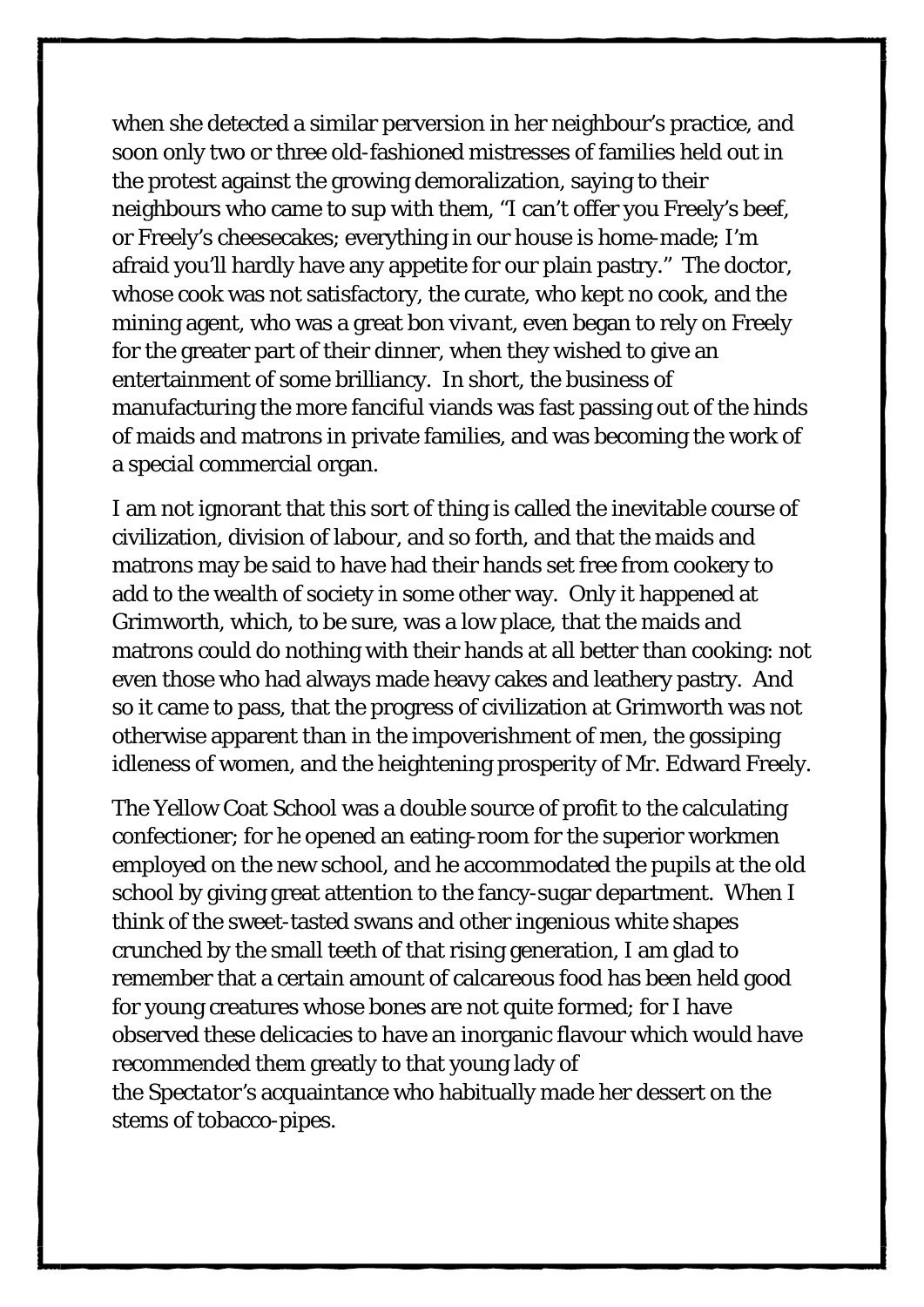when she detected a similar perversion in her neighbour's practice, and soon only two or three old-fashioned mistresses of families held out in the protest against the growing demoralization, saying to their neighbours who came to sup with them, "I can't offer you Freely's beef, or Freely's cheesecakes; everything in our house is home-made; I'm afraid you'll hardly have any appetite for our plain pastry." The doctor, whose cook was not satisfactory, the curate, who kept no cook, and the mining agent, who was a great *bon vivant*, even began to rely on Freely for the greater part of their dinner, when they wished to give an entertainment of some brilliancy. In short, the business of manufacturing the more fanciful viands was fast passing out of the hinds of maids and matrons in private families, and was becoming the work of a special commercial organ.

I am not ignorant that this sort of thing is called the inevitable course of civilization, division of labour, and so forth, and that the maids and matrons may be said to have had their hands set free from cookery to add to the wealth of society in some other way. Only it happened at Grimworth, which, to be sure, was a low place, that the maids and matrons could do nothing with their hands at all better than cooking: not even those who had always made heavy cakes and leathery pastry. And so it came to pass, that the progress of civilization at Grimworth was not otherwise apparent than in the impoverishment of men, the gossiping idleness of women, and the heightening prosperity of Mr. Edward Freely.

The Yellow Coat School was a double source of profit to the calculating confectioner; for he opened an eating-room for the superior workmen employed on the new school, and he accommodated the pupils at the old school by giving great attention to the fancy-sugar department. When I think of the sweet-tasted swans and other ingenious white shapes crunched by the small teeth of that rising generation, I am glad to remember that a certain amount of calcareous food has been held good for young creatures whose bones are not quite formed; for I have observed these delicacies to have an inorganic flavour which would have recommended them greatly to that young lady of the *Spectator's* acquaintance who habitually made her dessert on the stems of tobacco-pipes.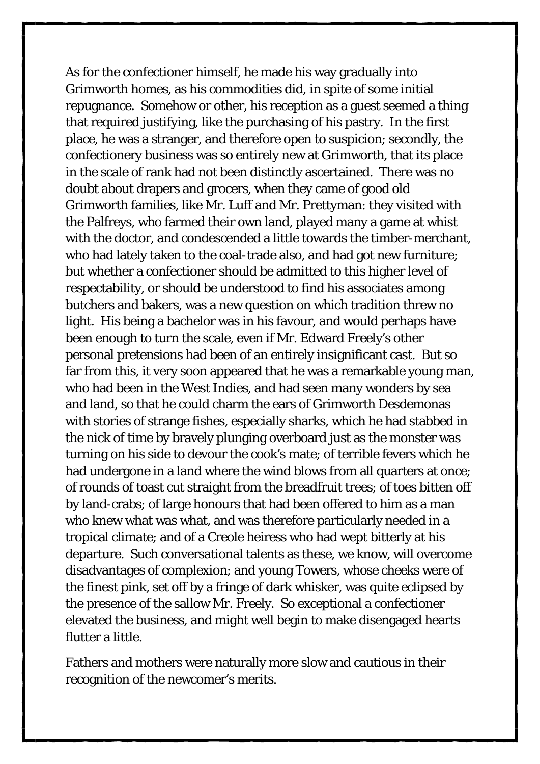As for the confectioner himself, he made his way gradually into Grimworth homes, as his commodities did, in spite of some initial repugnance. Somehow or other, his reception as a guest seemed a thing that required justifying, like the purchasing of his pastry. In the first place, he was a stranger, and therefore open to suspicion; secondly, the confectionery business was so entirely new at Grimworth, that its place in the scale of rank had not been distinctly ascertained. There was no doubt about drapers and grocers, when they came of good old Grimworth families, like Mr. Luff and Mr. Prettyman: they visited with the Palfreys, who farmed their own land, played many a game at whist with the doctor, and condescended a little towards the timber-merchant, who had lately taken to the coal-trade also, and had got new furniture; but whether a confectioner should be admitted to this higher level of respectability, or should be understood to find his associates among butchers and bakers, was a new question on which tradition threw no light. His being a bachelor was in his favour, and would perhaps have been enough to turn the scale, even if Mr. Edward Freely's other personal pretensions had been of an entirely insignificant cast. But so far from this, it very soon appeared that he was a remarkable young man, who had been in the West Indies, and had seen many wonders by sea and land, so that he could charm the ears of Grimworth Desdemonas with stories of strange fishes, especially sharks, which he had stabbed in the nick of time by bravely plunging overboard just as the monster was turning on his side to devour the cook's mate; of terrible fevers which he had undergone in a land where the wind blows from all quarters at once; of rounds of toast cut straight from the breadfruit trees; of toes bitten off by land-crabs; of large honours that had been offered to him as a man who knew what was what, and was therefore particularly needed in a tropical climate; and of a Creole heiress who had wept bitterly at his departure. Such conversational talents as these, we know, will overcome disadvantages of complexion; and young Towers, whose cheeks were of the finest pink, set off by a fringe of dark whisker, was quite eclipsed by the presence of the sallow Mr. Freely. So exceptional a confectioner elevated the business, and might well begin to make disengaged hearts flutter a little.

Fathers and mothers were naturally more slow and cautious in their recognition of the newcomer's merits.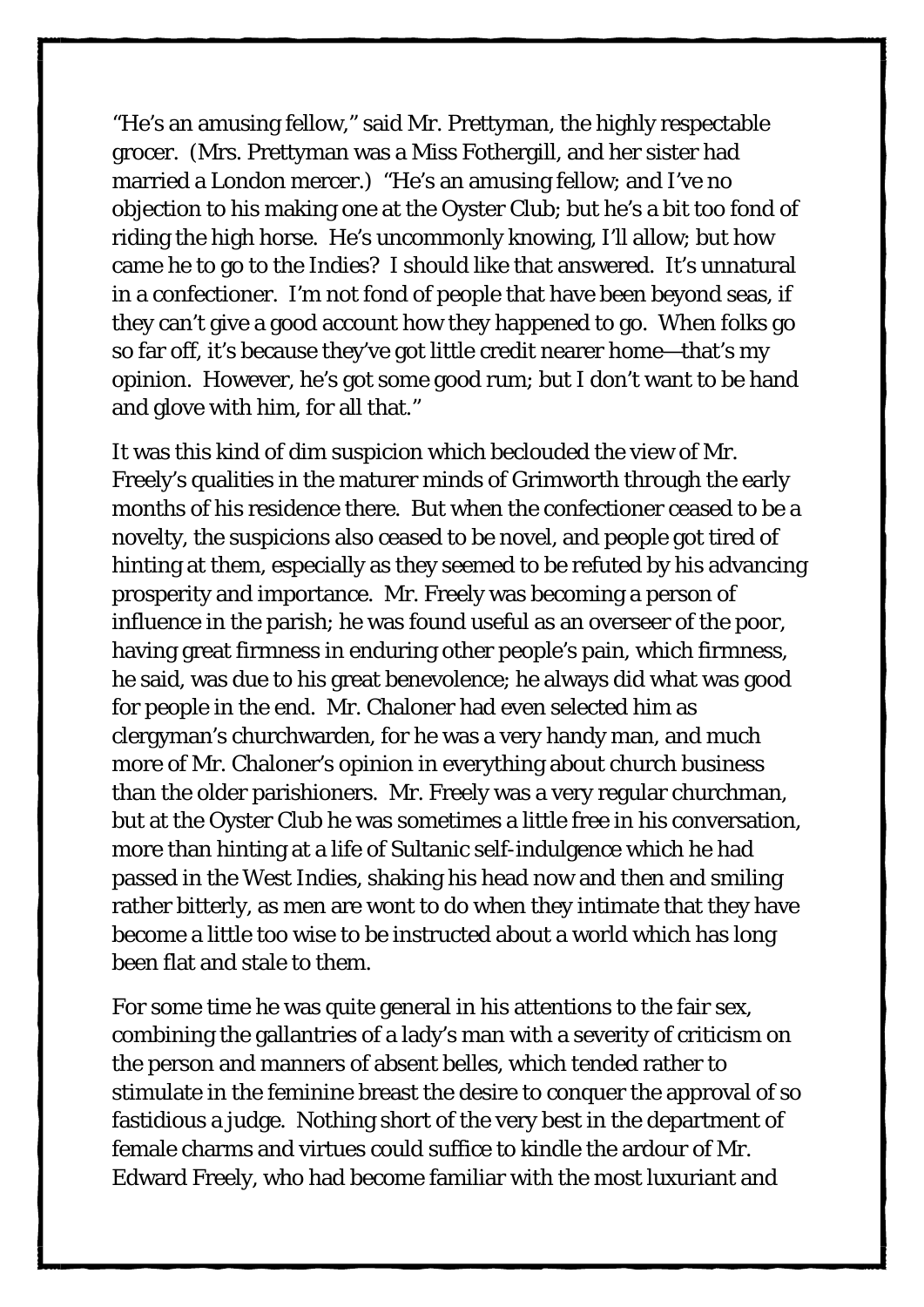"He's an amusing fellow," said Mr. Prettyman, the highly respectable grocer. (Mrs. Prettyman was a Miss Fothergill, and her sister had married a London mercer.) "He's an amusing fellow; and I've no objection to his making one at the Oyster Club; but he's a bit too fond of riding the high horse. He's uncommonly knowing, I'll allow; but how came he to go to the Indies? I should like that answered. It's unnatural in a confectioner. I'm not fond of people that have been beyond seas, if they can't give a good account how they happened to go. When folks go so far off, it's because they've got little credit nearer home—that's my opinion. However, he's got some good rum; but I don't want to be hand and glove with him, for all that."

It was this kind of dim suspicion which beclouded the view of Mr. Freely's qualities in the maturer minds of Grimworth through the early months of his residence there. But when the confectioner ceased to be a novelty, the suspicions also ceased to be novel, and people got tired of hinting at them, especially as they seemed to be refuted by his advancing prosperity and importance. Mr. Freely was becoming a person of influence in the parish; he was found useful as an overseer of the poor, having great firmness in enduring other people's pain, which firmness, he said, was due to his great benevolence; he always did what was good for people in the end. Mr. Chaloner had even selected him as clergyman's churchwarden, for he was a very handy man, and much more of Mr. Chaloner's opinion in everything about church business than the older parishioners. Mr. Freely was a very regular churchman, but at the Oyster Club he was sometimes a little free in his conversation, more than hinting at a life of Sultanic self-indulgence which he had passed in the West Indies, shaking his head now and then and smiling rather bitterly, as men are wont to do when they intimate that they have become a little too wise to be instructed about a world which has long been flat and stale to them.

For some time he was quite general in his attentions to the fair sex, combining the gallantries of a lady's man with a severity of criticism on the person and manners of absent belles, which tended rather to stimulate in the feminine breast the desire to conquer the approval of so fastidious a judge. Nothing short of the very best in the department of female charms and virtues could suffice to kindle the ardour of Mr. Edward Freely, who had become familiar with the most luxuriant and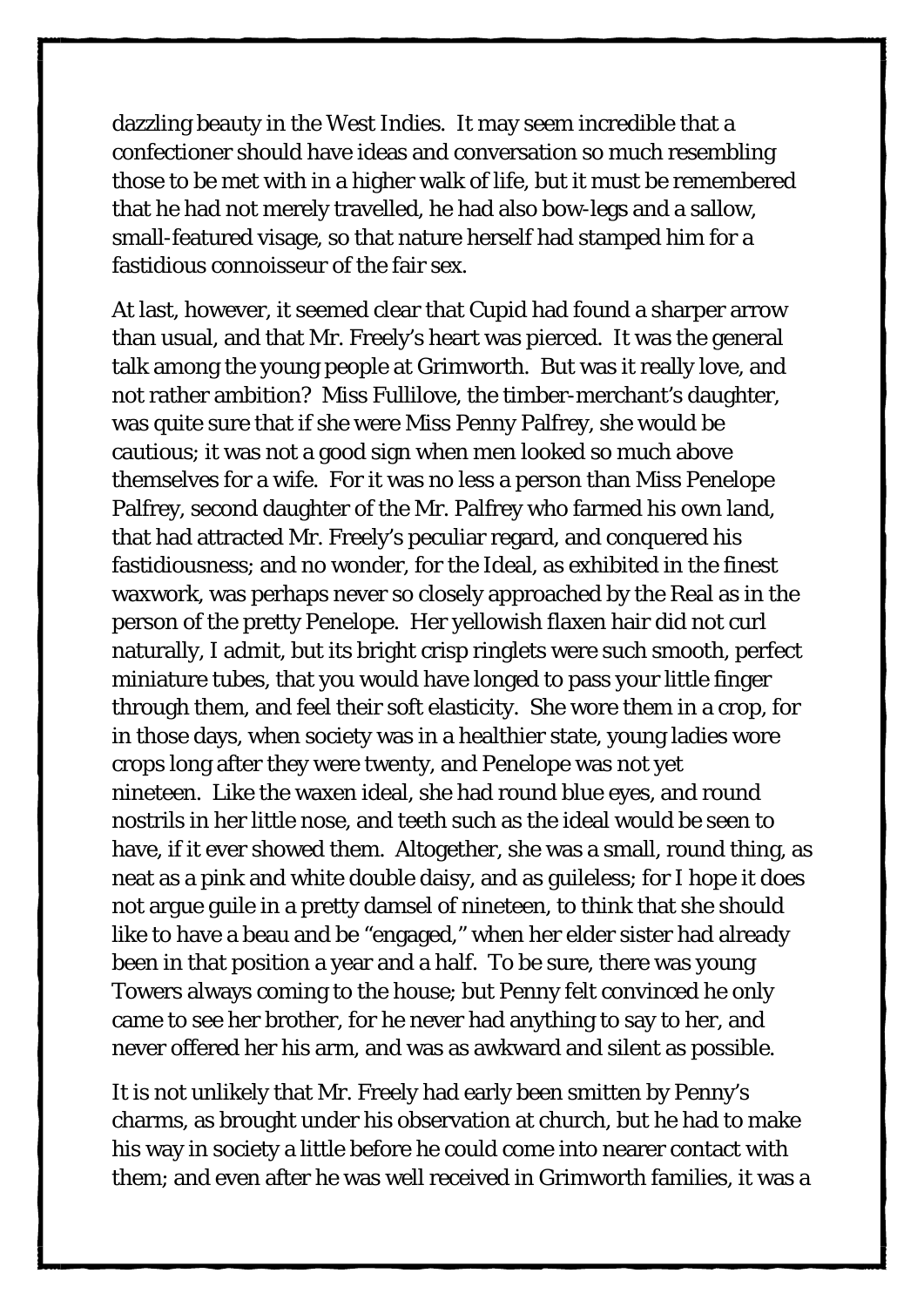dazzling beauty in the West Indies. It may seem incredible that a confectioner should have ideas and conversation so much resembling those to be met with in a higher walk of life, but it must be remembered that he had not merely travelled, he had also bow-legs and a sallow, small-featured visage, so that nature herself had stamped him for a fastidious connoisseur of the fair sex.

At last, however, it seemed clear that Cupid had found a sharper arrow than usual, and that Mr. Freely's heart was pierced. It was the general talk among the young people at Grimworth. But was it really love, and not rather ambition? Miss Fullilove, the timber-merchant's daughter, was quite sure that if she were Miss Penny Palfrey, she would be cautious; it was not a good sign when men looked so much above themselves for a wife. For it was no less a person than Miss Penelope Palfrey, second daughter of the Mr. Palfrey who farmed his own land, that had attracted Mr. Freely's peculiar regard, and conquered his fastidiousness; and no wonder, for the Ideal, as exhibited in the finest waxwork, was perhaps never so closely approached by the Real as in the person of the pretty Penelope. Her yellowish flaxen hair did not curl naturally, I admit, but its bright crisp ringlets were such smooth, perfect miniature tubes, that you would have longed to pass your little finger through them, and feel their soft elasticity. She wore them in a crop, for in those days, when society was in a healthier state, young ladies wore crops long after they were twenty, and Penelope was not yet nineteen. Like the waxen ideal, she had round blue eyes, and round nostrils in her little nose, and teeth such as the ideal would be seen to have, if it ever showed them. Altogether, she was a small, round thing, as neat as a pink and white double daisy, and as guileless; for I hope it does not argue guile in a pretty damsel of nineteen, to think that she should like to have a beau and be "engaged," when her elder sister had already been in that position a year and a half. To be sure, there was young Towers always coming to the house; but Penny felt convinced he only came to see her brother, for he never had anything to say to her, and never offered her his arm, and was as awkward and silent as possible.

It is not unlikely that Mr. Freely had early been smitten by Penny's charms, as brought under his observation at church, but he had to make his way in society a little before he could come into nearer contact with them; and even after he was well received in Grimworth families, it was a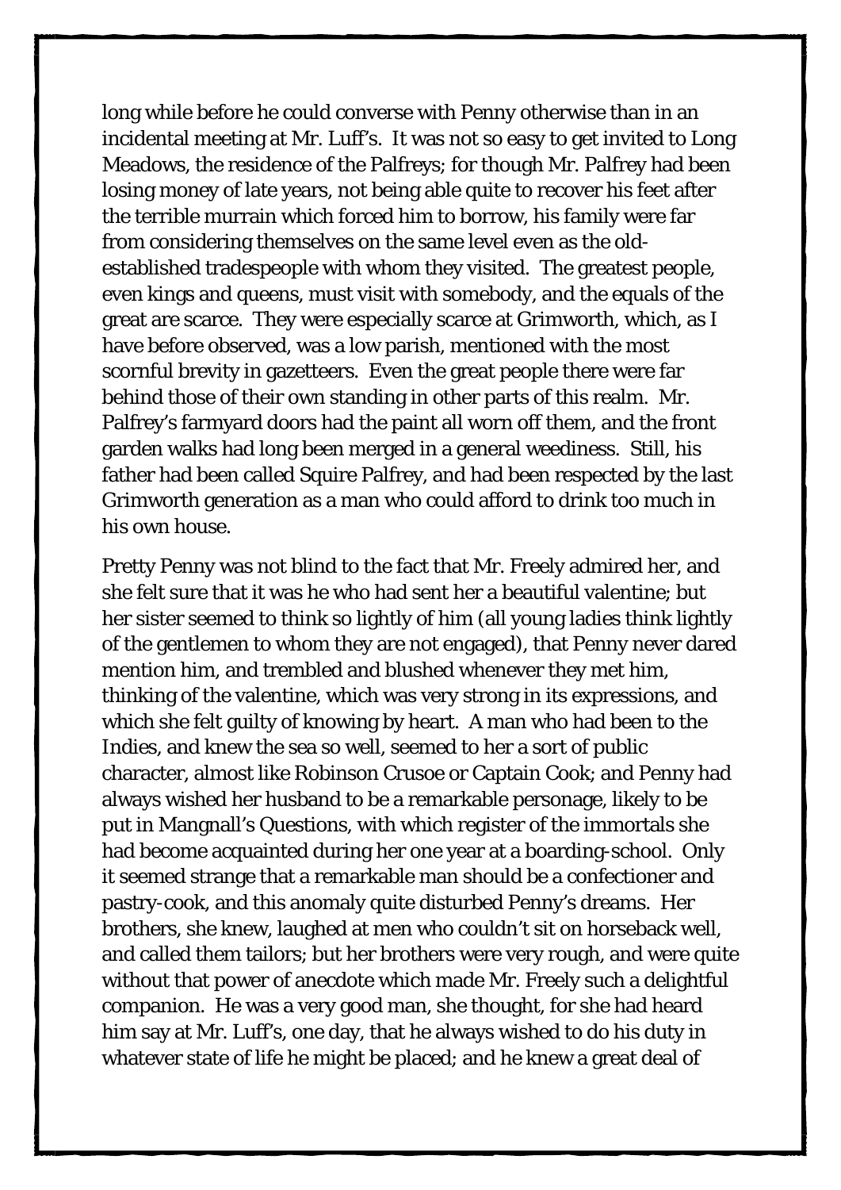long while before he could converse with Penny otherwise than in an incidental meeting at Mr. Luff's. It was not so easy to get invited to Long Meadows, the residence of the Palfreys; for though Mr. Palfrey had been losing money of late years, not being able quite to recover his feet after the terrible murrain which forced him to borrow, his family were far from considering themselves on the same level even as the old-established tradespeople with whom they visited. The greatest people, even kings and queens, must visit with somebody, and the equals of the great are scarce. They were especially scarce at Grimworth, which, as I have before observed, was a low parish, mentioned with the most scornful brevity in gazetteers. Even the great people there were far behind those of their own standing in other parts of this realm. Mr. Palfrey's farmyard doors had the paint all worn off them, and the front garden walks had long been merged in a general weediness. Still, his father had been called Squire Palfrey, and had been respected by the last Grimworth generation as a man who could afford to drink too much in his own house.

Pretty Penny was not blind to the fact that Mr. Freely admired her, and she felt sure that it was he who had sent her a beautiful valentine; but her sister seemed to think so lightly of him (all young ladies think lightly of the gentlemen to whom they are not engaged), that Penny never dared mention him, and trembled and blushed whenever they met him, thinking of the valentine, which was very strong in its expressions, and which she felt guilty of knowing by heart. A man who had been to the Indies, and knew the sea so well, seemed to her a sort of public character, almost like Robinson Crusoe or Captain Cook; and Penny had always wished her husband to be a remarkable personage, likely to be put in Mangnall's Questions, with which register of the immortals she had become acquainted during her one year at a boarding-school. Only it seemed strange that a remarkable man should be a confectioner and pastry-cook, and this anomaly quite disturbed Penny's dreams. Her brothers, she knew, laughed at men who couldn't sit on horseback well, and called them tailors; but her brothers were very rough, and were quite without that power of anecdote which made Mr. Freely such a delightful companion. He was a very good man, she thought, for she had heard him say at Mr. Luff's, one day, that he always wished to do his duty in whatever state of life he might be placed; and he knew a great deal of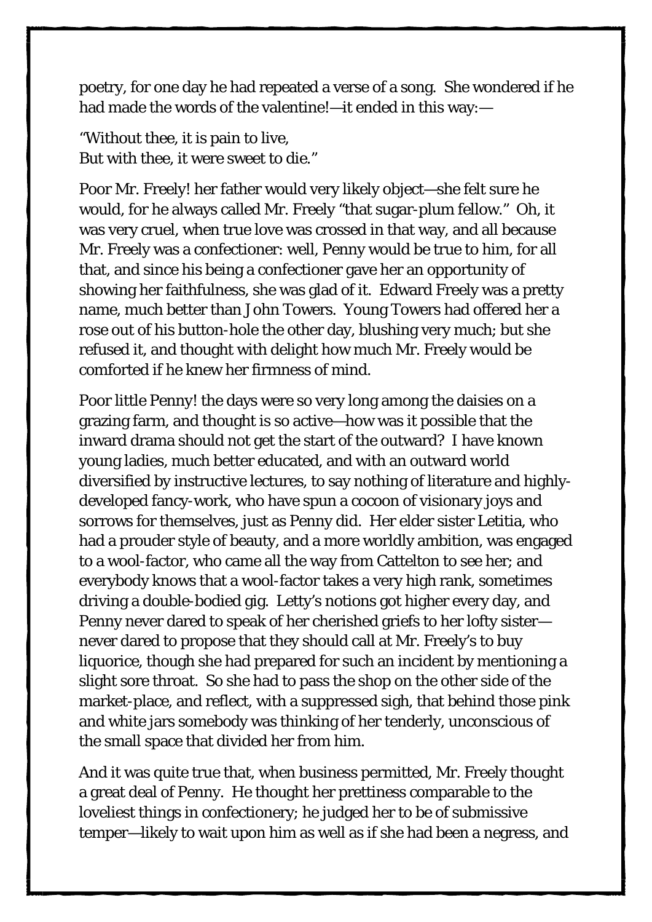poetry, for one day he had repeated a verse of a song. She wondered if he had made the words of the valentine!—it ended in this way:—

"Without thee, it is pain to live,  
But with thee, it were sweet to die."

Poor Mr. Freely! her father would very likely object—she felt sure he would, for he always called Mr. Freely "that sugar-plum fellow." Oh, it was very cruel, when true love was crossed in that way, and all because Mr. Freely was a confectioner: well, Penny would be true to him, for all that, and since his being a confectioner gave her an opportunity of showing her faithfulness, she was glad of it. Edward Freely was a pretty name, much better than John Towers. Young Towers had offered her a rose out of his button-hole the other day, blushing very much; but she refused it, and thought with delight how much Mr. Freely would be comforted if he knew her firmness of mind.

Poor little Penny! the days were so very long among the daisies on a grazing farm, and thought is so active—how was it possible that the inward drama should not get the start of the outward? I have known young ladies, much better educated, and with an outward world diversified by instructive lectures, to say nothing of literature and highly-developed fancy-work, who have spun a cocoon of visionary joys and sorrows for themselves, just as Penny did. Her elder sister Letitia, who had a prouder style of beauty, and a more worldly ambition, was engaged to a wool-factor, who came all the way from Cattelton to see her; and everybody knows that a wool-factor takes a very high rank, sometimes driving a double-bodied gig. Letty's notions got higher every day, and Penny never dared to speak of her cherished griefs to her lofty sister—never dared to propose that they should call at Mr. Freely's to buy liquorice, though she had prepared for such an incident by mentioning a slight sore throat. So she had to pass the shop on the other side of the market-place, and reflect, with a suppressed sigh, that behind those pink and white jars somebody was thinking of her tenderly, unconscious of the small space that divided her from him.

And it was quite true that, when business permitted, Mr. Freely thought a great deal of Penny. He thought her prettiness comparable to the loveliest things in confectionery; he judged her to be of submissive temper—likely to wait upon him as well as if she had been a negress, and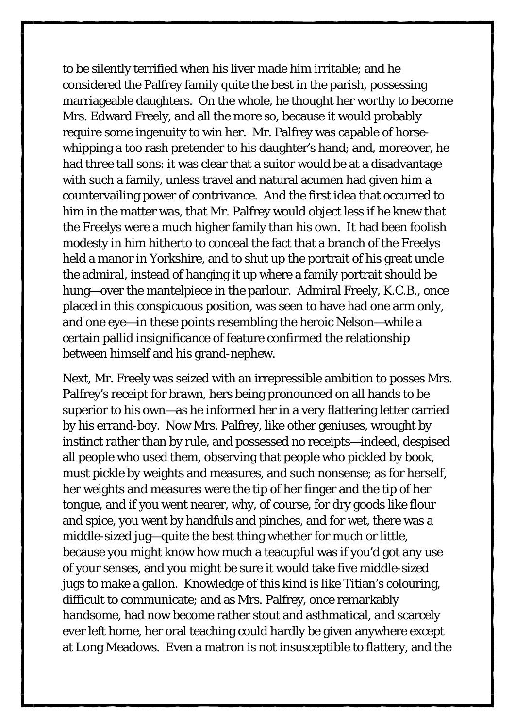to be silently terrified when his liver made him irritable; and he considered the Palfrey family quite the best in the parish, possessing marriageable daughters. On the whole, he thought her worthy to become Mrs. Edward Freely, and all the more so, because it would probably require some ingenuity to win her. Mr. Palfrey was capable of horse-whipping a too rash pretender to his daughter's hand; and, moreover, he had three tall sons: it was clear that a suitor would be at a disadvantage with such a family, unless travel and natural acumen had given him a countervailing power of contrivance. And the first idea that occurred to him in the matter was, that Mr. Palfrey would object less if he knew that the Freelys were a much higher family than his own. It had been foolish modesty in him hitherto to conceal the fact that a branch of the Freelys held a manor in Yorkshire, and to shut up the portrait of his great uncle the admiral, instead of hanging it up where a family portrait should be hung—over the mantelpiece in the parlour. Admiral Freely, K.C.B., once placed in this conspicuous position, was seen to have had one arm only, and one eye—in these points resembling the heroic Nelson—while a certain pallid insignificance of feature confirmed the relationship between himself and his grand-nephew.

Next, Mr. Freely was seized with an irrepressible ambition to posses Mrs. Palfrey's receipt for brawn, hers being pronounced on all hands to be superior to his own—as he informed her in a very flattering letter carried by his errand-boy. Now Mrs. Palfrey, like other geniuses, wrought by instinct rather than by rule, and possessed no receipts—indeed, despised all people who used them, observing that people who pickled by book, must pickle by weights and measures, and such nonsense; as for herself, her weights and measures were the tip of her finger and the tip of her tongue, and if you went nearer, why, of course, for dry goods like flour and spice, you went by handfuls and pinches, and for wet, there was a middle-sized jug—quite the best thing whether for much or little, because you might know how much a teacupful was if you'd got any use of your senses, and you might be sure it would take five middle-sized jugs to make a gallon. Knowledge of this kind is like Titian's colouring, difficult to communicate; and as Mrs. Palfrey, once remarkably handsome, had now become rather stout and asthmatical, and scarcely ever left home, her oral teaching could hardly be given anywhere except at Long Meadows. Even a matron is not insusceptible to flattery, and the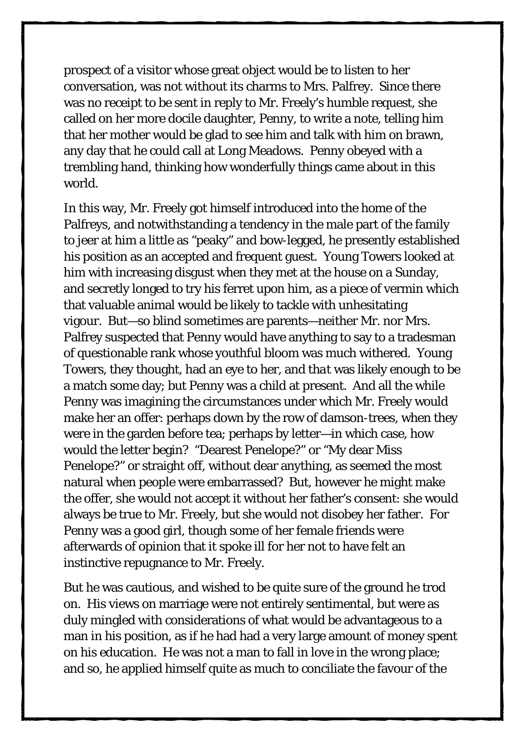prospect of a visitor whose great object would be to listen to her conversation, was not without its charms to Mrs. Palfrey. Since there was no receipt to be sent in reply to Mr. Freely's humble request, she called on her more docile daughter, Penny, to write a note, telling him that her mother would be glad to see him and talk with him on brawn, any day that he could call at Long Meadows. Penny obeyed with a trembling hand, thinking how wonderfully things came about in this world.

In this way, Mr. Freely got himself introduced into the home of the Palfreys, and notwithstanding a tendency in the male part of the family to jeer at him a little as "peaky" and bow-legged, he presently established his position as an accepted and frequent guest. Young Towers looked at him with increasing disgust when they met at the house on a Sunday, and secretly longed to try his ferret upon him, as a piece of vermin which that valuable animal would be likely to tackle with unhesitating vigour. But—so blind sometimes are parents—neither Mr. nor Mrs. Palfrey suspected that Penny would have anything to say to a tradesman of questionable rank whose youthful bloom was much withered. Young Towers, they thought, had an eye to her, and *that* was likely enough to be a match some day; but Penny was a child at present. And all the while Penny was imagining the circumstances under which Mr. Freely would make her an offer: perhaps down by the row of damson-trees, when they were in the garden before tea; perhaps by letter—in which case, how would the letter begin? "Dearest Penelope?" or "My dear Miss Penelope?" or straight off, without dear anything, as seemed the most natural when people were embarrassed? But, however he might make the offer, she would not accept it without her father's consent: she would always be true to Mr. Freely, but she would not disobey her father. For Penny was a good girl, though some of her female friends were afterwards of opinion that it spoke ill for her not to have felt an instinctive repugnance to Mr. Freely.

But he was cautious, and wished to be quite sure of the ground he trod on. His views on marriage were not entirely sentimental, but were as duly mingled with considerations of what would be advantageous to a man in his position, as if he had had a very large amount of money spent on his education. He was not a man to fall in love in the wrong place; and so, he applied himself quite as much to conciliate the favour of the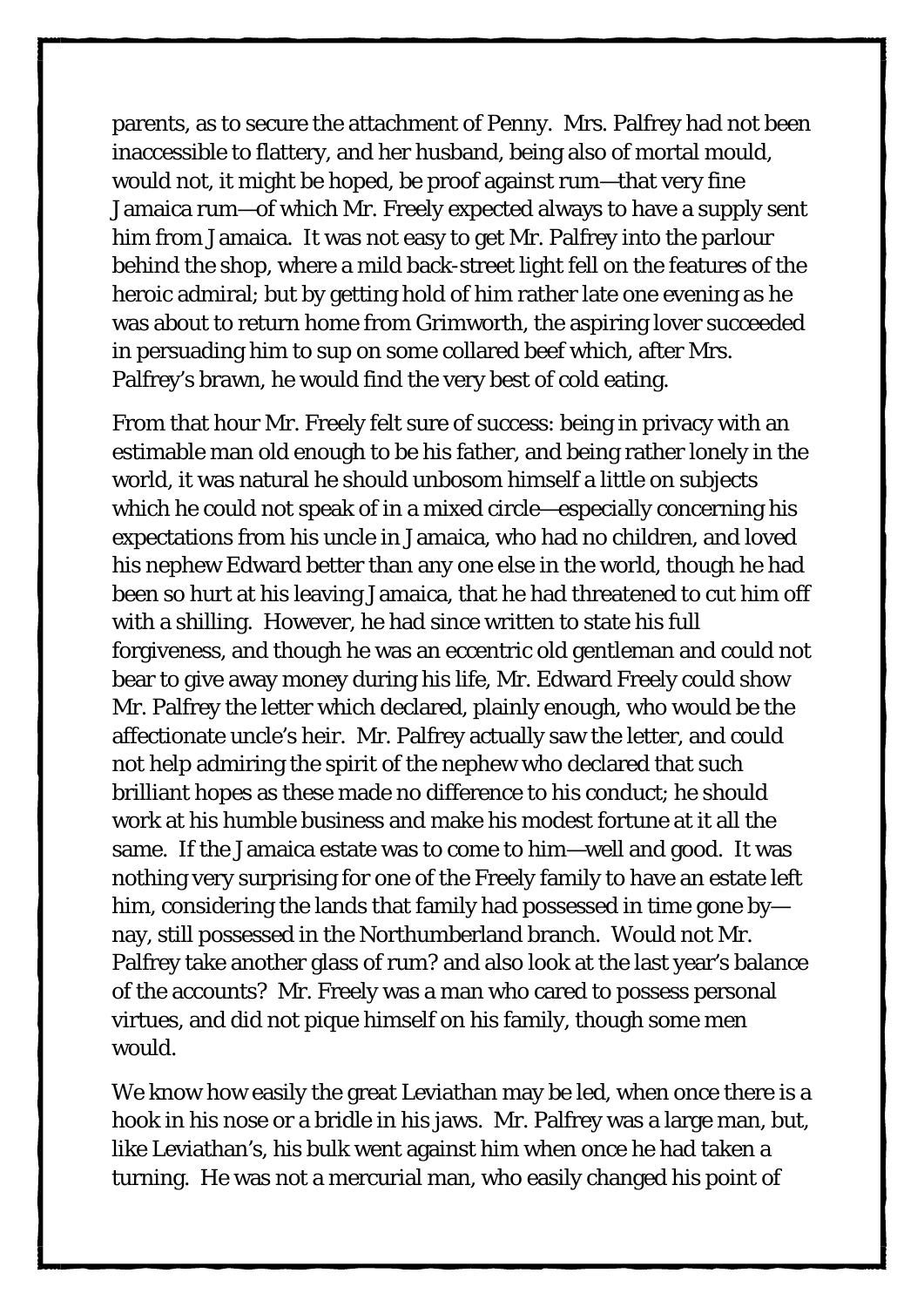parents, as to secure the attachment of Penny. Mrs. Palfrey had not been inaccessible to flattery, and her husband, being also of mortal mould, would not, it might be hoped, be proof against rum—that very fine Jamaica rum—of which Mr. Freely expected always to have a supply sent him from Jamaica. It was not easy to get Mr. Palfrey into the parlour behind the shop, where a mild back-street light fell on the features of the heroic admiral; but by getting hold of him rather late one evening as he was about to return home from Grimworth, the aspiring lover succeeded in persuading him to sup on some collared beef which, after Mrs. Palfrey's brawn, he would find the very best of cold eating.

From that hour Mr. Freely felt sure of success: being in privacy with an estimable man old enough to be his father, and being rather lonely in the world, it was natural he should unbosom himself a little on subjects which he could not speak of in a mixed circle—especially concerning his expectations from his uncle in Jamaica, who had no children, and loved his nephew Edward better than any one else in the world, though he had been so hurt at his leaving Jamaica, that he had threatened to cut him off with a shilling. However, he had since written to state his full forgiveness, and though he was an eccentric old gentleman and could not bear to give away money during his life, Mr. Edward Freely could show Mr. Palfrey the letter which declared, plainly enough, who would be the affectionate uncle's heir. Mr. Palfrey actually saw the letter, and could not help admiring the spirit of the nephew who declared that such brilliant hopes as these made no difference to his conduct; he should work at his humble business and make his modest fortune at it all the same. If the Jamaica estate was to come to him—well and good. It was nothing very surprising for one of the Freely family to have an estate left him, considering the lands that family had possessed in time gone by—nay, still possessed in the Northumberland branch. Would not Mr. Palfrey take another glass of rum? and also look at the last year's balance of the accounts? Mr. Freely was a man who cared to possess personal virtues, and did not pique himself on his family, though some men would.

We know how easily the great Leviathan may be led, when once there is a hook in his nose or a bridle in his jaws. Mr. Palfrey was a large man, but, like Leviathan's, his bulk went against him when once he had taken a turning. He was not a mercurial man, who easily changed his point of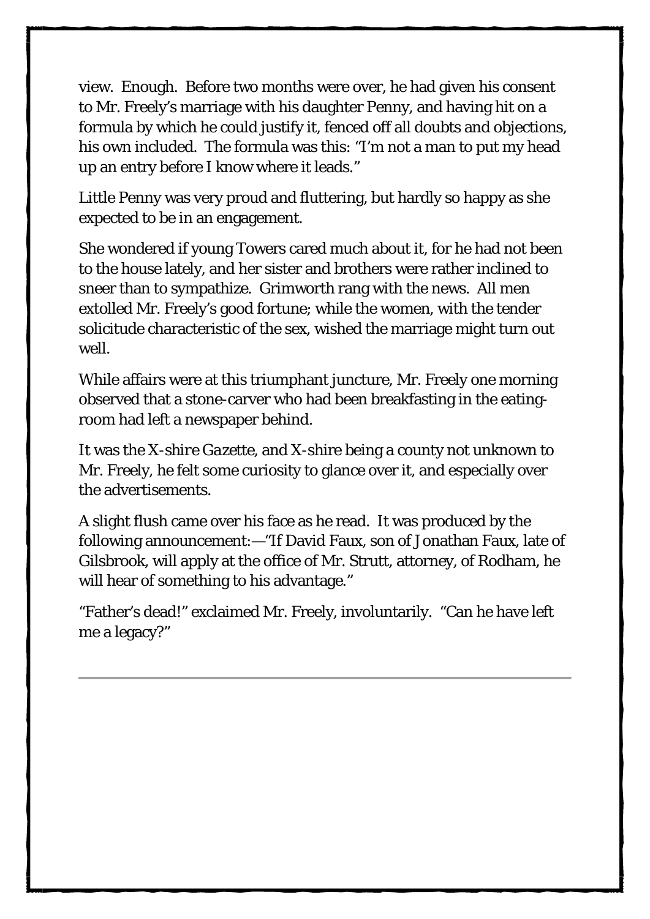view. Enough. Before two months were over, he had given his consent to Mr. Freely's marriage with his daughter Penny, and having hit on a formula by which he could justify it, fenced off all doubts and objections, his own included. The formula was this: "I'm not a man to put my head up an entry before I know where it leads."

Little Penny was very proud and fluttering, but hardly so happy as she expected to be in an engagement.

She wondered if young Towers cared much about it, for he had not been to the house lately, and her sister and brothers were rather inclined to sneer than to sympathize. Grimworth rang with the news. All men extolled Mr. Freely's good fortune; while the women, with the tender solicitude characteristic of the sex, wished the marriage might turn out well.

While affairs were at this triumphant juncture, Mr. Freely one morning observed that a stone-carver who had been breakfasting in the eating-room had left a newspaper behind.

It was the *X-shire Gazette*, and X-shire being a county not unknown to Mr. Freely, he felt some curiosity to glance over it, and especially over the advertisements.

A slight flush came over his face as he read. It was produced by the following announcement:—"If David Faux, son of Jonathan Faux, late of Gilsbrook, will apply at the office of Mr. Strutt, attorney, of Rodham, he will hear of something to his advantage."

"Father's dead!" exclaimed Mr. Freely, involuntarily. "Can he have left me a legacy?"

---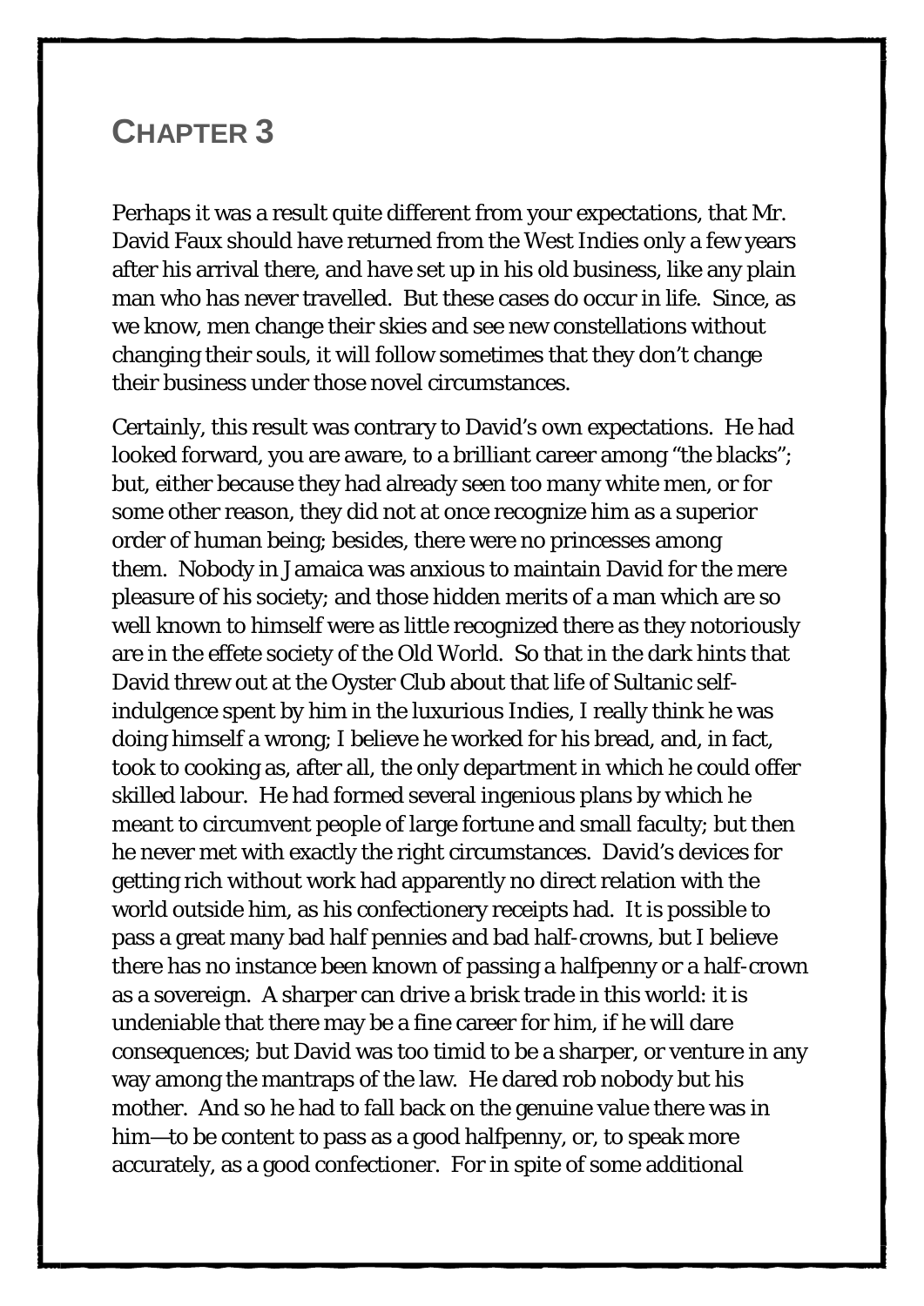# CHAPTER 3

Perhaps it was a result quite different from your expectations, that Mr. David Faux should have returned from the West Indies only a few years after his arrival there, and have set up in his old business, like any plain man who has never travelled. But these cases do occur in life. Since, as we know, men change their skies and see new constellations without changing their souls, it will follow sometimes that they don't change their business under those novel circumstances.

Certainly, this result was contrary to David's own expectations. He had looked forward, you are aware, to a brilliant career among "the blacks"; but, either because they had already seen too many white men, or for some other reason, they did not at once recognize him as a superior order of human being; besides, there were no princesses among them. Nobody in Jamaica was anxious to maintain David for the mere pleasure of his society; and those hidden merits of a man which are so well known to himself were as little recognized there as they notoriously are in the effete society of the Old World. So that in the dark hints that David threw out at the Oyster Club about that life of Sultanic self-indulgence spent by him in the luxurious Indies, I really think he was doing himself a wrong; I believe he worked for his bread, and, in fact, took to cooking as, after all, the only department in which he could offer skilled labour. He had formed several ingenious plans by which he meant to circumvent people of large fortune and small faculty; but then he never met with exactly the right circumstances. David's devices for getting rich without work had apparently no direct relation with the world outside him, as his confectionery receipts had. It is possible to pass a great many bad half pennies and bad half-crowns, but I believe there has no instance been known of passing a halfpenny or a half-crown as a sovereign. A sharper can drive a brisk trade in this world: it is undeniable that there may be a fine career for him, if he will dare consequences; but David was too timid to be a sharper, or venture in any way among the mantraps of the law. He dared rob nobody but his mother. And so he had to fall back on the genuine value there was in him—to be content to pass as a good halfpenny, or, to speak more accurately, as a good confectioner. For in spite of some additional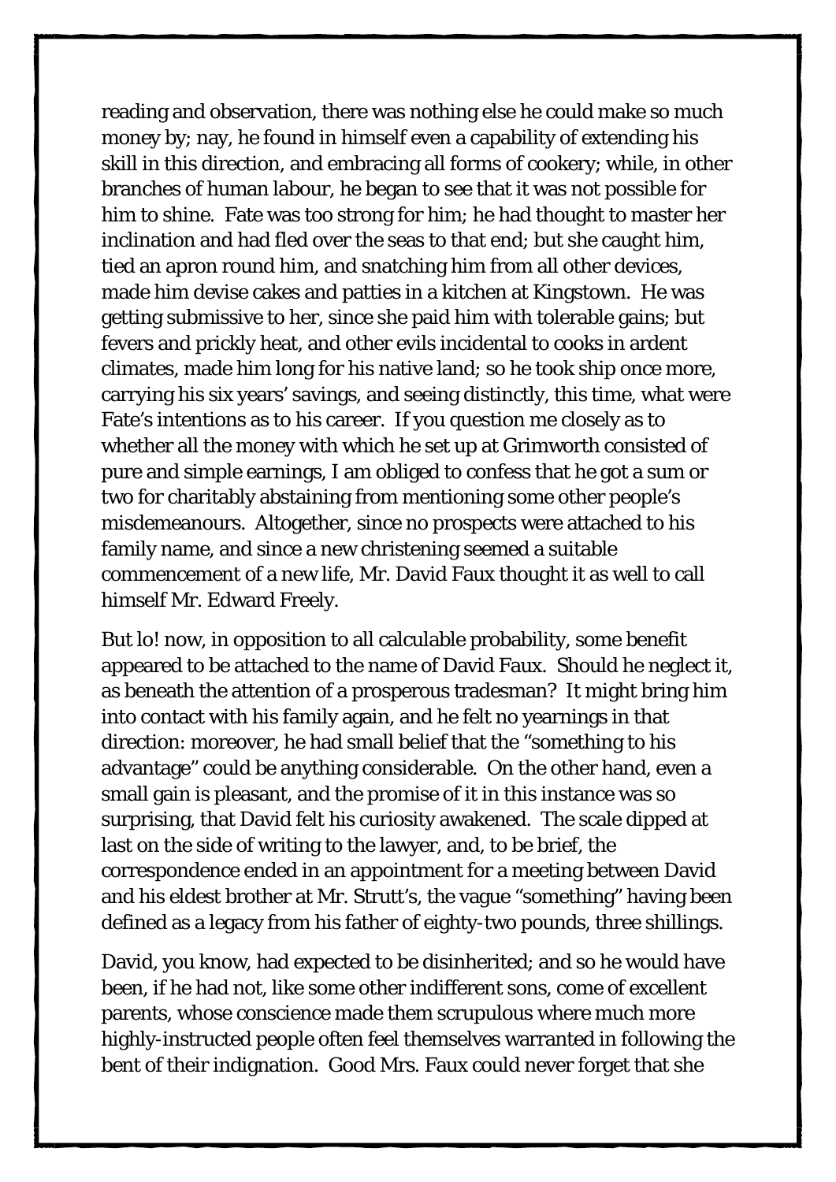reading and observation, there was nothing else he could make so much money by; nay, he found in himself even a capability of extending his skill in this direction, and embracing all forms of cookery; while, in other branches of human labour, he began to see that it was not possible for him to shine. Fate was too strong for him; he had thought to master her inclination and had fled over the seas to that end; but she caught him, tied an apron round him, and snatching him from all other devices, made him devise cakes and patties in a kitchen at Kingstown. He was getting submissive to her, since she paid him with tolerable gains; but fevers and prickly heat, and other evils incidental to cooks in ardent climates, made him long for his native land; so he took ship once more, carrying his six years' savings, and seeing distinctly, this time, what were Fate's intentions as to his career. If you question me closely as to whether all the money with which he set up at Grimworth consisted of pure and simple earnings, I am obliged to confess that he got a sum or two for charitably abstaining from mentioning some other people's misdemeanours. Altogether, since no prospects were attached to his family name, and since a new christening seemed a suitable commencement of a new life, Mr. David Faux thought it as well to call himself Mr. Edward Freely.

But lo! now, in opposition to all calculable probability, some benefit appeared to be attached to the name of David Faux. Should he neglect it, as beneath the attention of a prosperous tradesman? It might bring him into contact with his family again, and he felt no yearnings in that direction: moreover, he had small belief that the "something to his advantage" could be anything considerable. On the other hand, even a small gain is pleasant, and the promise of it in this instance was so surprising, that David felt his curiosity awakened. The scale dipped at last on the side of writing to the lawyer, and, to be brief, the correspondence ended in an appointment for a meeting between David and his eldest brother at Mr. Strutt's, the vague "something" having been defined as a legacy from his father of eighty-two pounds, three shillings.

David, you know, had expected to be disinherited; and so he would have been, if he had not, like some other indifferent sons, come of excellent parents, whose conscience made them scrupulous where much more highly-instructed people often feel themselves warranted in following the bent of their indignation. Good Mrs. Faux could never forget that she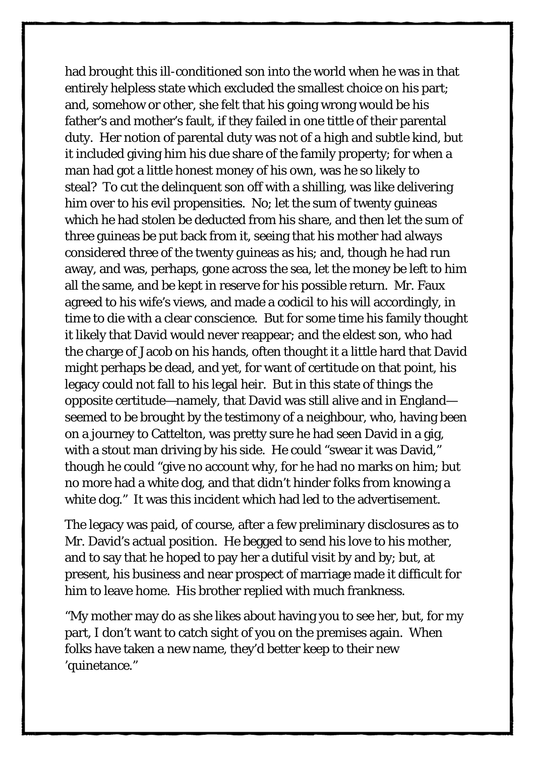had brought this ill-conditioned son into the world when he was in that entirely helpless state which excluded the smallest choice on his part; and, somehow or other, she felt that his going wrong would be his father's and mother's fault, if they failed in one tittle of their parental duty. Her notion of parental duty was not of a high and subtle kind, but it included giving him his due share of the family property; for when a man had got a little honest money of his own, was he so likely to steal? To cut the delinquent son off with a shilling, was like delivering him over to his evil propensities. No; let the sum of twenty guineas which he had stolen be deducted from his share, and then let the sum of three guineas be put back from it, seeing that his mother had always considered three of the twenty guineas as his; and, though he had run away, and was, perhaps, gone across the sea, let the money be left to him all the same, and be kept in reserve for his possible return. Mr. Faux agreed to his wife's views, and made a codicil to his will accordingly, in time to die with a clear conscience. But for some time his family thought it likely that David would never reappear; and the eldest son, who had the charge of Jacob on his hands, often thought it a little hard that David might perhaps be dead, and yet, for want of certitude on that point, his legacy could not fall to his legal heir. But in this state of things the opposite certitude—namely, that David was still alive and in England—seemed to be brought by the testimony of a neighbour, who, having been on a journey to Cattelton, was pretty sure he had seen David in a gig, with a stout man driving by his side. He could "swear it was David," though he could "give no account why, for he had no marks on him; but no more had a white dog, and that didn't hinder folks from knowing a white dog." It was this incident which had led to the advertisement.

The legacy was paid, of course, after a few preliminary disclosures as to Mr. David's actual position. He begged to send his love to his mother, and to say that he hoped to pay her a dutiful visit by and by; but, at present, his business and near prospect of marriage made it difficult for him to leave home. His brother replied with much frankness.

"My mother may do as she likes about having you to see her, but, for my part, I don't want to catch sight of you on the premises again. When folks have taken a new name, they'd better keep to their new 'quinetance."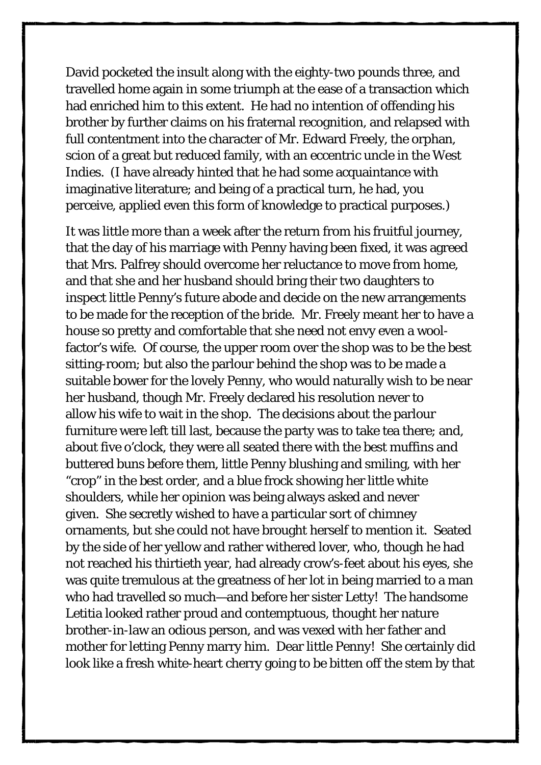David pocketed the insult along with the eighty-two pounds three, and travelled home again in some triumph at the ease of a transaction which had enriched him to this extent. He had no intention of offending his brother by further claims on his fraternal recognition, and relapsed with full contentment into the character of Mr. Edward Freely, the orphan, scion of a great but reduced family, with an eccentric uncle in the West Indies. (I have already hinted that he had some acquaintance with imaginative literature; and being of a practical turn, he had, you perceive, applied even this form of knowledge to practical purposes.)

It was little more than a week after the return from his fruitful journey, that the day of his marriage with Penny having been fixed, it was agreed that Mrs. Palfrey should overcome her reluctance to move from home, and that she and her husband should bring their two daughters to inspect little Penny's future abode and decide on the new arrangements to be made for the reception of the bride. Mr. Freely meant her to have a house so pretty and comfortable that she need not envy even a wool-factor's wife. Of course, the upper room over the shop was to be the best sitting-room; but also the parlour behind the shop was to be made a suitable bower for the lovely Penny, who would naturally wish to be near her husband, though Mr. Freely declared his resolution never to allow his wife to wait in the shop. The decisions about the parlour furniture were left till last, because the party was to take tea there; and, about five o'clock, they were all seated there with the best muffins and buttered buns before them, little Penny blushing and smiling, with her "crop" in the best order, and a blue frock showing her little white shoulders, while her opinion was being always asked and never given. She secretly wished to have a particular sort of chimney ornaments, but she could not have brought herself to mention it. Seated by the side of her yellow and rather withered lover, who, though he had not reached his thirtieth year, had already crow's-feet about his eyes, she was quite tremulous at the greatness of her lot in being married to a man who had travelled so much—and before her sister Letty! The handsome Letitia looked rather proud and contemptuous, thought her nature brother-in-law an odious person, and was vexed with her father and mother for letting Penny marry him. Dear little Penny! She certainly did look like a fresh white-heart cherry going to be bitten off the stem by that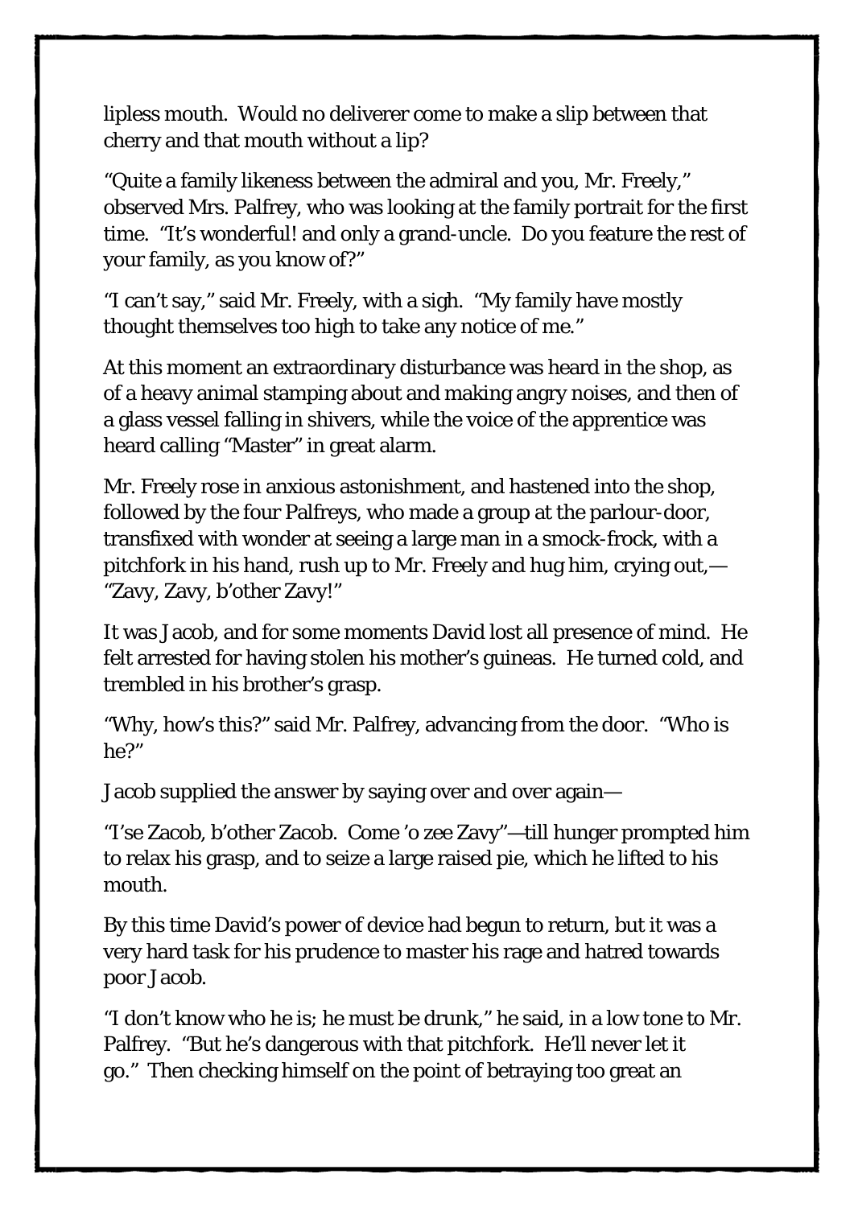lipless mouth. Would no deliverer come to make a slip between that cherry and that mouth without a lip?

"Quite a family likeness between the admiral and you, Mr. Freely," observed Mrs. Palfrey, who was looking at the family portrait for the first time. "It's wonderful! and only a grand-uncle. Do you feature the rest of your family, as you know of?"

"I can't say," said Mr. Freely, with a sigh. "My family have mostly thought themselves too high to take any notice of me."

At this moment an extraordinary disturbance was heard in the shop, as of a heavy animal stamping about and making angry noises, and then of a glass vessel falling in shivers, while the voice of the apprentice was heard calling "Master" in great alarm.

Mr. Freely rose in anxious astonishment, and hastened into the shop, followed by the four Palfreys, who made a group at the parlour-door, transfixed with wonder at seeing a large man in a smock-frock, with a pitchfork in his hand, rush up to Mr. Freely and hug him, crying out,—"Zavy, Zavy, b'other Zavy!"

It was Jacob, and for some moments David lost all presence of mind. He felt arrested for having stolen his mother's guineas. He turned cold, and trembled in his brother's grasp.

"Why, how's this?" said Mr. Palfrey, advancing from the door. "Who is he?"

Jacob supplied the answer by saying over and over again—

"I'se Zacob, b'other Zacob. Come 'o zee Zavy"—till hunger prompted him to relax his grasp, and to seize a large raised pie, which he lifted to his mouth.

By this time David's power of device had begun to return, but it was a very hard task for his prudence to master his rage and hatred towards poor Jacob.

"I don't know who he is; he must be drunk," he said, in a low tone to Mr. Palfrey. "But he's dangerous with that pitchfork. He'll never let it go." Then checking himself on the point of betraying too great an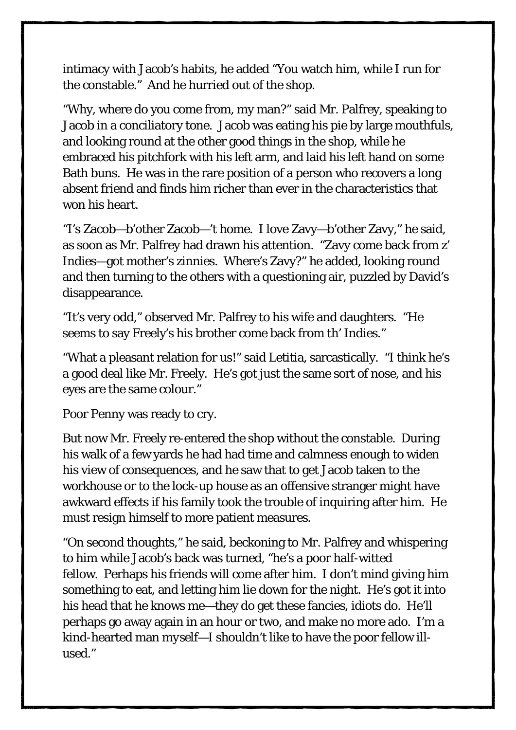intimacy with Jacob's habits, he added "You watch him, while I run for the constable." And he hurried out of the shop.

"Why, where do you come from, my man?" said Mr. Palfrey, speaking to Jacob in a conciliatory tone. Jacob was eating his pie by large mouthfuls, and looking round at the other good things in the shop, while he embraced his pitchfork with his left arm, and laid his left hand on some Bath buns. He was in the rare position of a person who recovers a long absent friend and finds him richer than ever in the characteristics that won his heart.

"I's Zacob—b'other Zacob—'t home. I love Zavy—b'other Zavy," he said, as soon as Mr. Palfrey had drawn his attention. "Zavy come back from z' Indies—got mother's zinnies. Where's Zavy?" he added, looking round and then turning to the others with a questioning air, puzzled by David's disappearance.

"It's very odd," observed Mr. Palfrey to his wife and daughters. "He seems to say Freely's his brother come back from th' Indies."

"What a pleasant relation for us!" said Letitia, sarcastically. "I think he's a good deal like Mr. Freely. He's got just the same sort of nose, and his eyes are the same colour."

Poor Penny was ready to cry.

But now Mr. Freely re-entered the shop without the constable. During his walk of a few yards he had had time and calmness enough to widen his view of consequences, and he saw that to get Jacob taken to the workhouse or to the lock-up house as an offensive stranger might have awkward effects if his family took the trouble of inquiring after him. He must resign himself to more patient measures.

"On second thoughts," he said, beckoning to Mr. Palfrey and whispering to him while Jacob's back was turned, "he's a poor half-witted fellow. Perhaps his friends will come after him. I don't mind giving him something to eat, and letting him lie down for the night. He's got it into his head that he knows me—they do get these fancies, idiots do. He'll perhaps go away again in an hour or two, and make no more ado. I'm a kind-hearted man myself—I shouldn't like to have the poor fellow ill-used."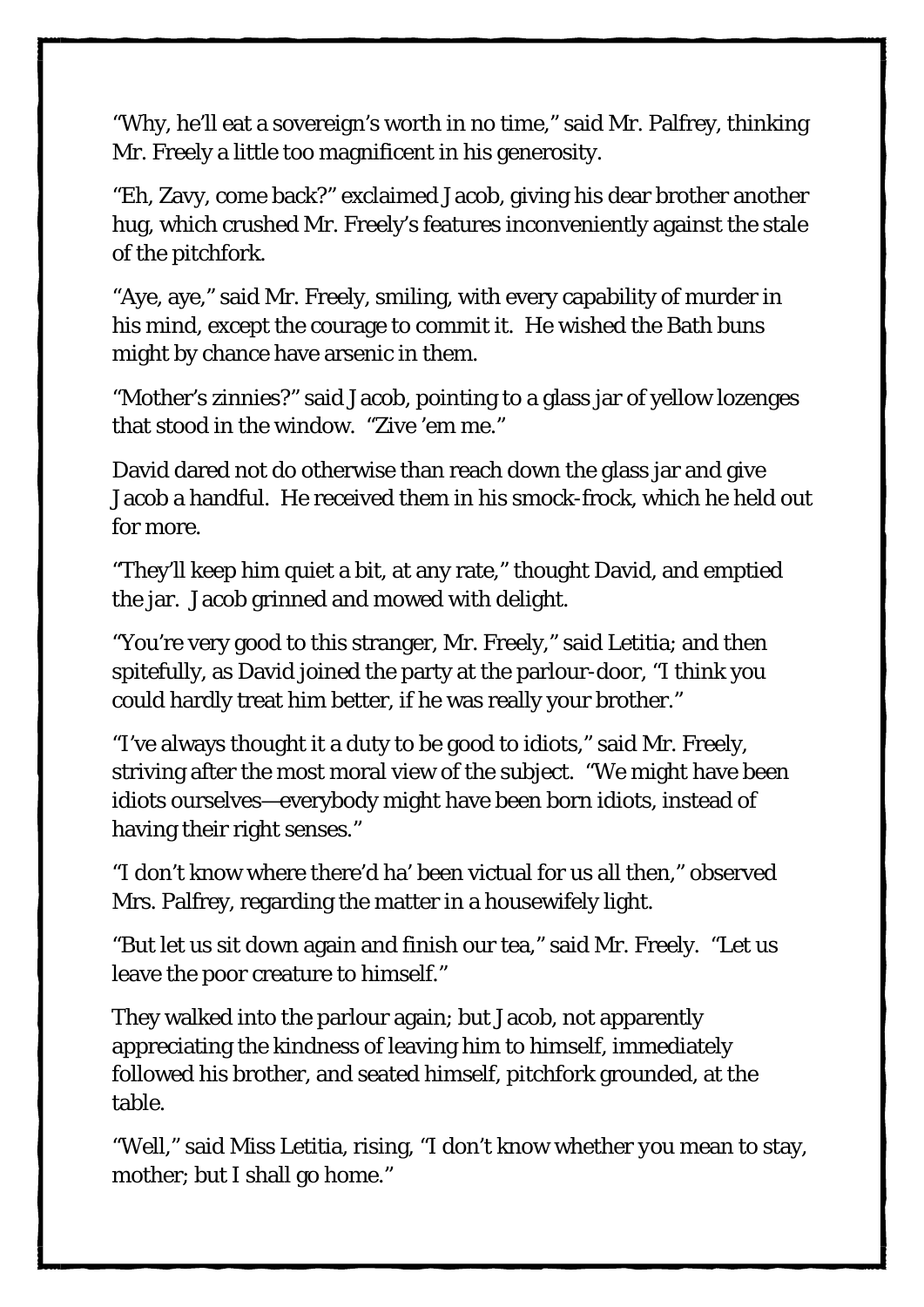"Why, he'll eat a sovereign's worth in no time," said Mr. Palfrey, thinking Mr. Freely a little too magnificent in his generosity.

"Eh, Zavy, come back?" exclaimed Jacob, giving his dear brother another hug, which crushed Mr. Freely's features inconveniently against the stale of the pitchfork.

"Aye, aye," said Mr. Freely, smiling, with every capability of murder in his mind, except the courage to commit it. He wished the Bath buns might by chance have arsenic in them.

"Mother's zinnies?" said Jacob, pointing to a glass jar of yellow lozenges that stood in the window. "Zive 'em me."

David dared not do otherwise than reach down the glass jar and give Jacob a handful. He received them in his smock-frock, which he held out for more.

"They'll keep him quiet a bit, at any rate," thought David, and emptied the jar. Jacob grinned and mowed with delight.

"You're very good to this stranger, Mr. Freely," said Letitia; and then spitefully, as David joined the party at the parlour-door, "I think you could hardly treat him better, if he was really your brother."

"I've always thought it a duty to be good to idiots," said Mr. Freely, striving after the most moral view of the subject. "We might have been idiots ourselves—everybody might have been born idiots, instead of having their right senses."

"I don't know where there'd ha' been victual for us all then," observed Mrs. Palfrey, regarding the matter in a housewifely light.

"But let us sit down again and finish our tea," said Mr. Freely. "Let us leave the poor creature to himself."

They walked into the parlour again; but Jacob, not apparently appreciating the kindness of leaving him to himself, immediately followed his brother, and seated himself, pitchfork grounded, at the table.

"Well," said Miss Letitia, rising, "I don't know whether you mean to stay, mother; but I shall go home."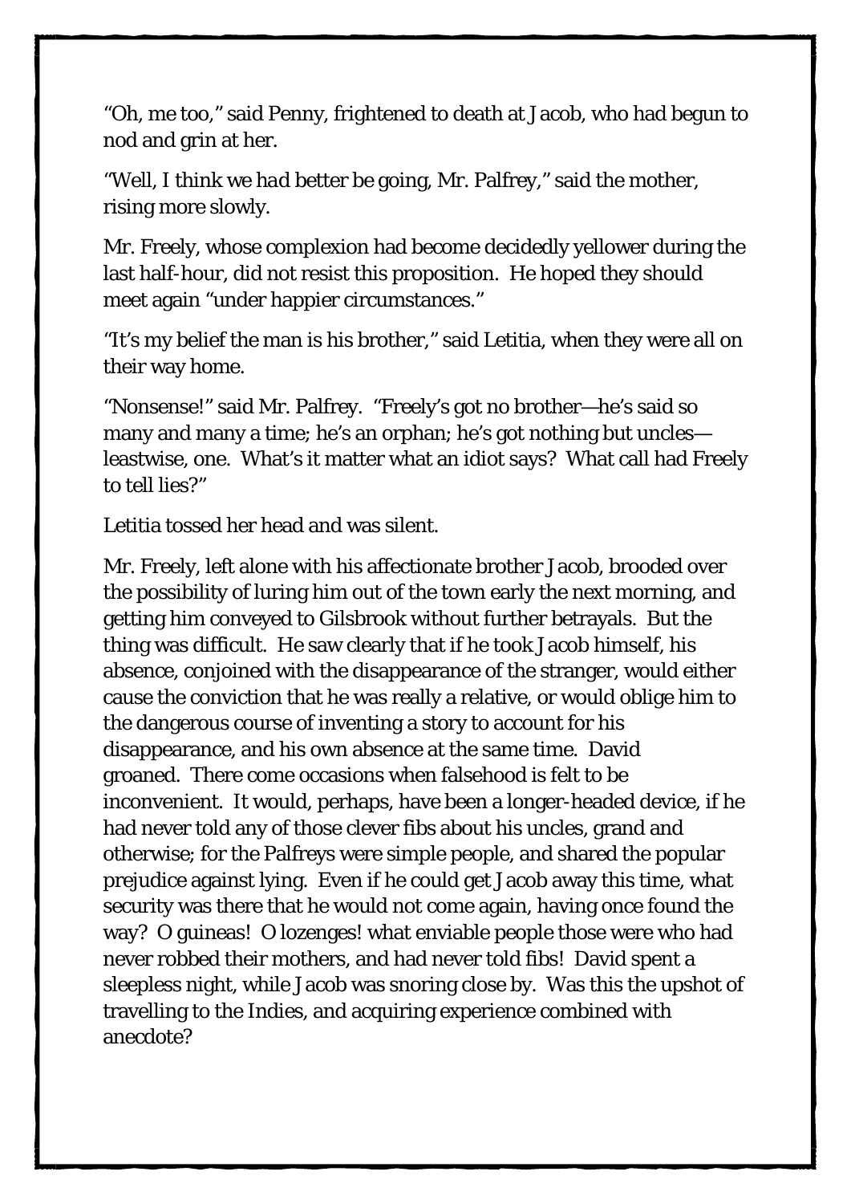"Oh, me too," said Penny, frightened to death at Jacob, who had begun to nod and grin at her.

"Well, I think *we had* better be going, Mr. Palfrey," said the mother, rising more slowly.

Mr. Freely, whose complexion had become decidedly yellower during the last half-hour, did not resist this proposition. He hoped they should meet again "under happier circumstances."

"It's my belief the man is his brother," said Letitia, when they were all on their way home.

"Nonsense!" said Mr. Palfrey. "Freely's got no brother—he's said so many and many a time; he's an orphan; he's got nothing but uncles—leastwise, one. What's it matter what an idiot says? What call had Freely to tell lies?"

Letitia tossed her head and was silent.

Mr. Freely, left alone with his affectionate brother Jacob, brooded over the possibility of luring him out of the town early the next morning, and getting him conveyed to Gilsbrook without further betrayals. But the thing was difficult. He saw clearly that if he took Jacob himself, his absence, conjoined with the disappearance of the stranger, would either cause the conviction that he was really a relative, or would oblige him to the dangerous course of inventing a story to account for his disappearance, and his own absence at the same time. David groaned. There come occasions when falsehood is felt to be inconvenient. It would, perhaps, have been a longer-headed device, if he had never told any of those clever fibs about his uncles, grand and otherwise; for the Palfreys were simple people, and shared the popular prejudice against lying. Even if he could get Jacob away this time, what security was there that he would not come again, having once found the way? O guineas! O lozenges! what enviable people those were who had never robbed their mothers, and had never told fibs! David spent a sleepless night, while Jacob was snoring close by. Was this the upshot of travelling to the Indies, and acquiring experience combined with anecdote?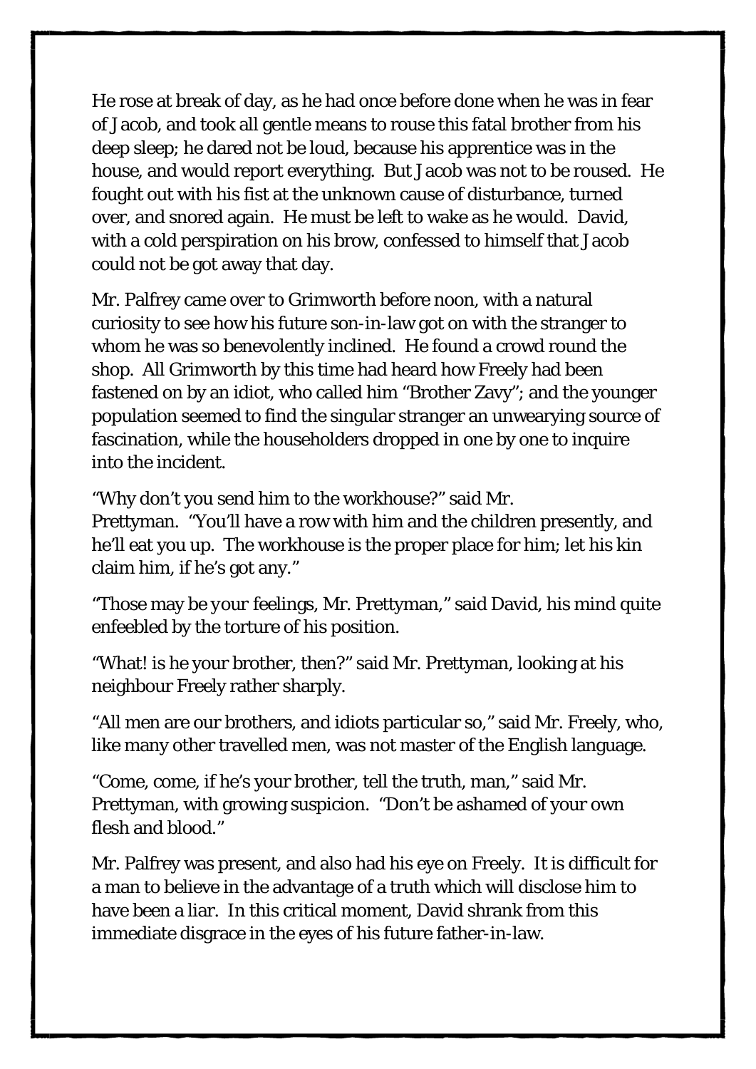He rose at break of day, as he had once before done when he was in fear of Jacob, and took all gentle means to rouse this fatal brother from his deep sleep; he dared not be loud, because his apprentice was in the house, and would report everything. But Jacob was not to be roused. He fought out with his fist at the unknown cause of disturbance, turned over, and snored again. He must be left to wake as he would. David, with a cold perspiration on his brow, confessed to himself that Jacob could not be got away that day.

Mr. Palfrey came over to Grimworth before noon, with a natural curiosity to see how his future son-in-law got on with the stranger to whom he was so benevolently inclined. He found a crowd round the shop. All Grimworth by this time had heard how Freely had been fastened on by an idiot, who called him "Brother Zavy"; and the younger population seemed to find the singular stranger an unwearying source of fascination, while the householders dropped in one by one to inquire into the incident.

"Why don't you send him to the workhouse?" said Mr. Prettyman. "You'll have a row with him and the children presently, and he'll eat you up. The workhouse is the proper place for him; let his kin claim him, if he's got any."

"Those may be your feelings, Mr. Prettyman," said David, his mind quite enfeebled by the torture of his position.

"What! is he your brother, then?" said Mr. Prettyman, looking at his neighbour Freely rather sharply.

"All men are our brothers, and idiots particular so," said Mr. Freely, who, like many other travelled men, was not master of the English language.

"Come, come, if he's your brother, tell the truth, man," said Mr. Prettyman, with growing suspicion. "Don't be ashamed of your own flesh and blood."

Mr. Palfrey was present, and also had his eye on Freely. It is difficult for a man to believe in the advantage of a truth which will disclose him to have been a liar. In this critical moment, David shrank from this immediate disgrace in the eyes of his future father-in-law.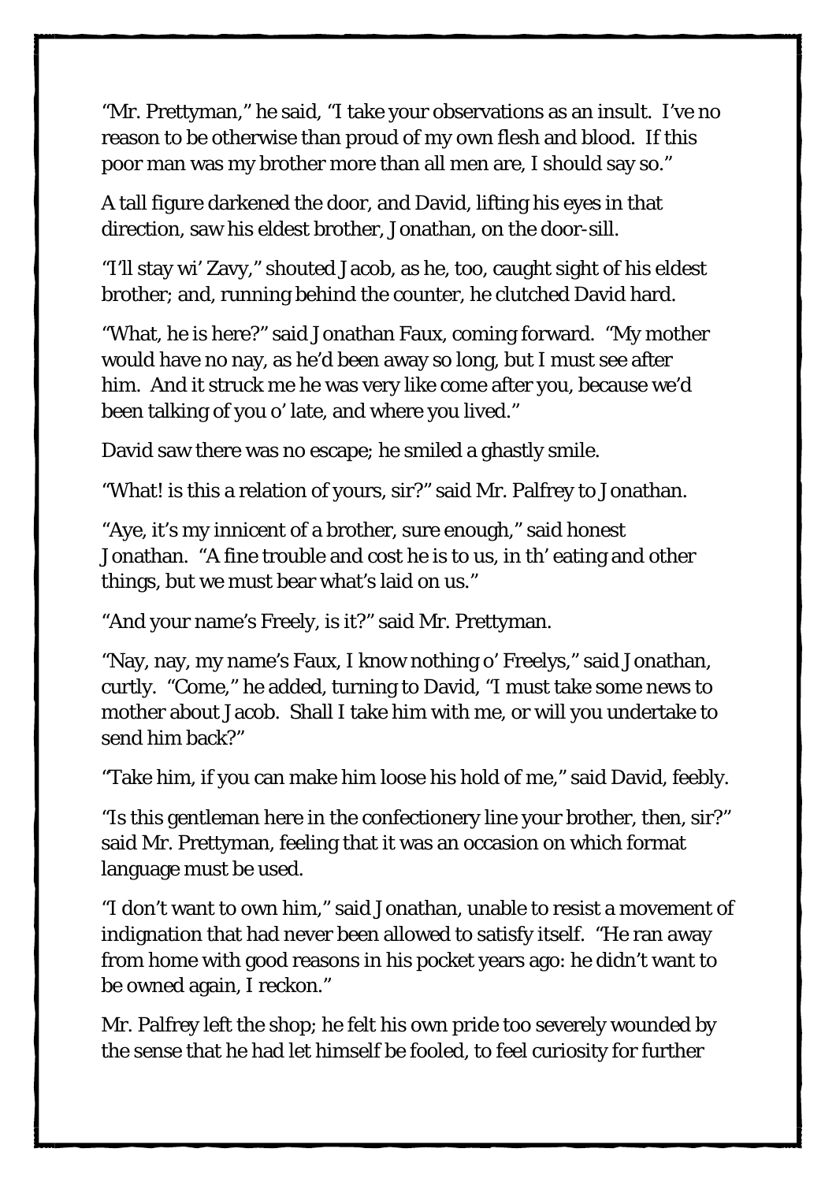"Mr. Prettyman," he said, "I take your observations as an insult. I've no reason to be otherwise than proud of my own flesh and blood. If this poor man was my brother more than all men are, I should say so."

A tall figure darkened the door, and David, lifting his eyes in that direction, saw his eldest brother, Jonathan, on the door-sill.

"I'll stay wi' Zavy," shouted Jacob, as he, too, caught sight of his eldest brother; and, running behind the counter, he clutched David hard.

"What, he is here?" said Jonathan Faux, coming forward. "My mother would have no nay, as he'd been away so long, but I must see after him. And it struck me he was very like come after you, because we'd been talking of you o' late, and where you lived."

David saw there was no escape; he smiled a ghastly smile.

"What! is this a relation of yours, sir?" said Mr. Palfrey to Jonathan.

"Aye, it's my innicent of a brother, sure enough," said honest Jonathan. "A fine trouble and cost he is to us, in th' eating and other things, but we must bear what's laid on us."

"And your name's Freely, is it?" said Mr. Prettyman.

"Nay, nay, my name's Faux, I know nothing o' Freelys," said Jonathan, curtly. "Come," he added, turning to David, "I must take some news to mother about Jacob. Shall I take him with me, or will you undertake to send him back?"

"Take him, if you can make him loose his hold of me," said David, feebly.

"Is this gentleman here in the confectionery line your brother, then, sir?" said Mr. Prettyman, feeling that it was an occasion on which format language must be used.

"I don't want to own him," said Jonathan, unable to resist a movement of indignation that had never been allowed to satisfy itself. "He ran away from home with good reasons in his pocket years ago: he didn't want to be owned again, I reckon."

Mr. Palfrey left the shop; he felt his own pride too severely wounded by the sense that he had let himself be fooled, to feel curiosity for further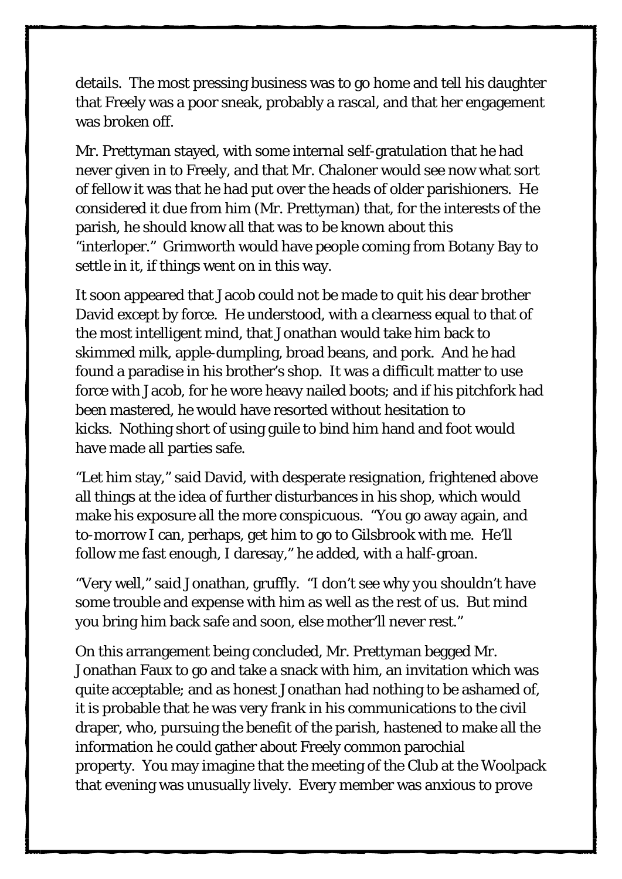details. The most pressing business was to go home and tell his daughter that Freely was a poor sneak, probably a rascal, and that her engagement was broken off.

Mr. Prettyman stayed, with some internal self-gratulation that he had never given in to Freely, and that Mr. Chaloner would see now what sort of fellow it was that he had put over the heads of older parishioners. He considered it due from him (Mr. Prettyman) that, for the interests of the parish, he should know all that was to be known about this "interloper." Grimworth would have people coming from Botany Bay to settle in it, if things went on in this way.

It soon appeared that Jacob could not be made to quit his dear brother David except by force. He understood, with a clearness equal to that of the most intelligent mind, that Jonathan would take him back to skimmed milk, apple-dumpling, broad beans, and pork. And he had found a paradise in his brother's shop. It was a difficult matter to use force with Jacob, for he wore heavy nailed boots; and if his pitchfork had been mastered, he would have resorted without hesitation to kicks. Nothing short of using guile to bind him hand and foot would have made all parties safe.

"Let him stay," said David, with desperate resignation, frightened above all things at the idea of further disturbances in his shop, which would make his exposure all the more conspicuous. "You go away again, and to-morrow I can, perhaps, get him to go to Gilsbrook with me. He'll follow me fast enough, I daresay," he added, with a half-groan.

"Very well," said Jonathan, gruffly. "I don't see why you shouldn't have some trouble and expense with him as well as the rest of us. But mind you bring him back safe and soon, else mother'll never rest."

On this arrangement being concluded, Mr. Prettyman begged Mr. Jonathan Faux to go and take a snack with him, an invitation which was quite acceptable; and as honest Jonathan had nothing to be ashamed of, it is probable that he was very frank in his communications to the civil draper, who, pursuing the benefit of the parish, hastened to make all the information he could gather about Freely common parochial property. You may imagine that the meeting of the Club at the Woolpack that evening was unusually lively. Every member was anxious to prove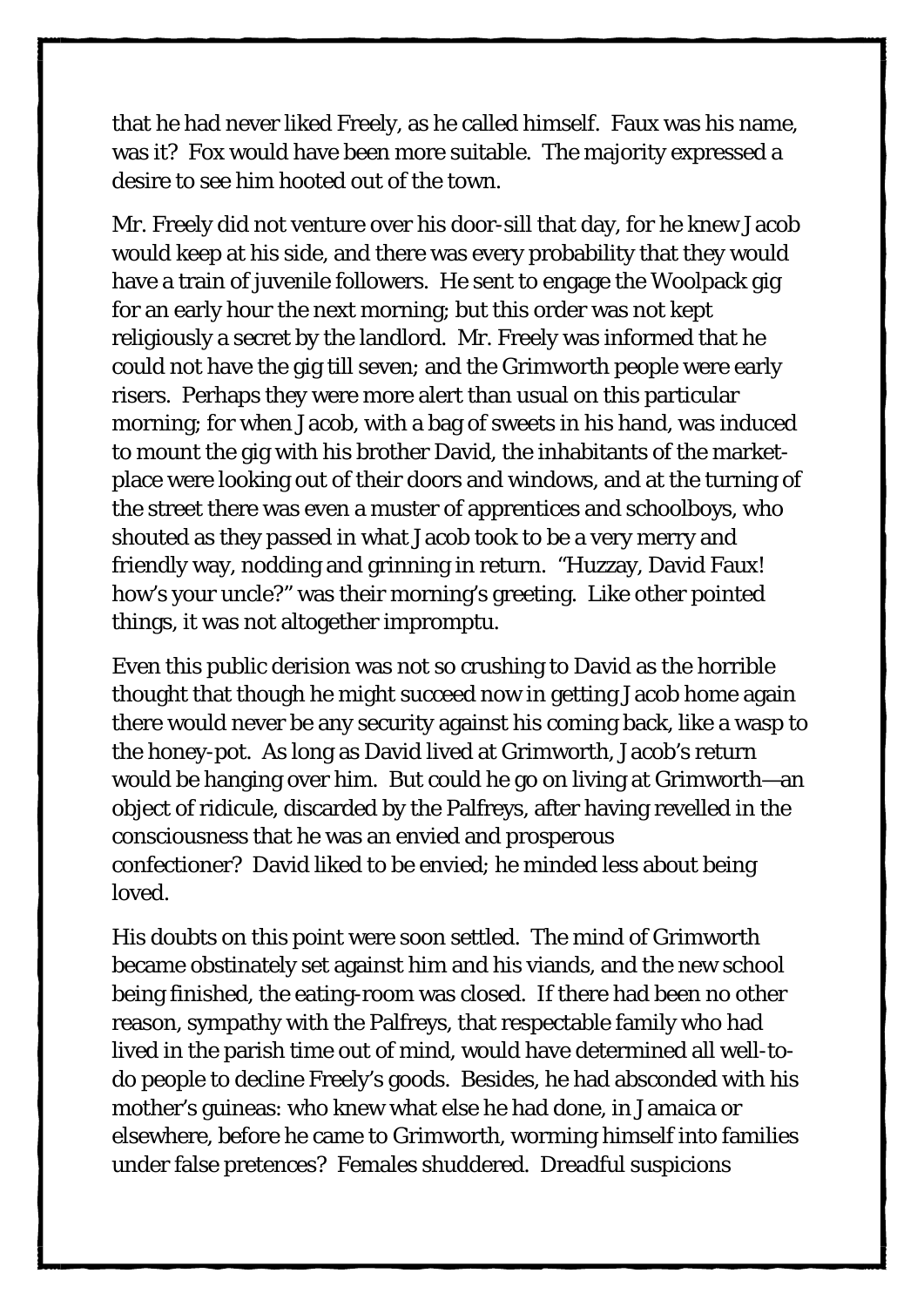that he had never liked Freely, as he called himself. Faux was his name, was it? Fox would have been more suitable. The majority expressed a desire to see him hooted out of the town.

Mr. Freely did not venture over his door-sill that day, for he knew Jacob would keep at his side, and there was every probability that they would have a train of juvenile followers. He sent to engage the Woolpack gig for an early hour the next morning; but this order was not kept religiously a secret by the landlord. Mr. Freely was informed that he could not have the gig till seven; and the Grimworth people were early risers. Perhaps they were more alert than usual on this particular morning; for when Jacob, with a bag of sweets in his hand, was induced to mount the gig with his brother David, the inhabitants of the market-place were looking out of their doors and windows, and at the turning of the street there was even a muster of apprentices and schoolboys, who shouted as they passed in what Jacob took to be a very merry and friendly way, nodding and grinning in return. "Huzzay, David Faux! how's your uncle?" was their morning's greeting. Like other pointed things, it was not altogether impromptu.

Even this public derision was not so crushing to David as the horrible thought that though he might succeed now in getting Jacob home again there would never be any security against his coming back, like a wasp to the honey-pot. As long as David lived at Grimworth, Jacob's return would be hanging over him. But could he go on living at Grimworth—an object of ridicule, discarded by the Palfreys, after having revelled in the consciousness that he was an envied and prosperous confectioner? David liked to be envied; he minded less about being loved.

His doubts on this point were soon settled. The mind of Grimworth became obstinately set against him and his viands, and the new school being finished, the eating-room was closed. If there had been no other reason, sympathy with the Palfreys, that respectable family who had lived in the parish time out of mind, would have determined all well-to-do people to decline Freely's goods. Besides, he had absconded with his mother's guineas: who knew what else he had done, in Jamaica or elsewhere, before he came to Grimworth, worming himself into families under false pretences? Females shuddered. Dreadful suspicions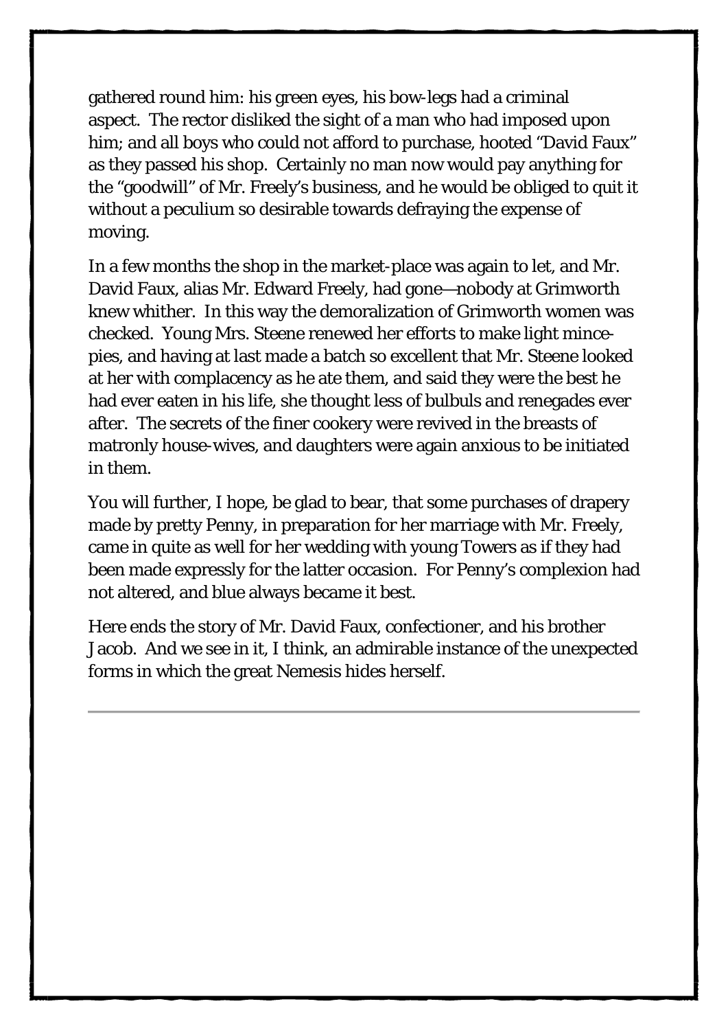gathered round him: his green eyes, his bow-legs had a criminal aspect. The rector disliked the sight of a man who had imposed upon him; and all boys who could not afford to purchase, hooted "David Faux" as they passed his shop. Certainly no man now would pay anything for the "goodwill" of Mr. Freely's business, and he would be obliged to quit it without a peculium so desirable towards defraying the expense of moving.

In a few months the shop in the market-place was again to let, and Mr. David Faux, alias Mr. Edward Freely, had gone—nobody at Grimworth knew whither. In this way the demoralization of Grimworth women was checked. Young Mrs. Steene renewed her efforts to make light mince-pies, and having at last made a batch so excellent that Mr. Steene looked at her with complacency as he ate them, and said they were the best he had ever eaten in his life, she thought less of bulbuls and renegades ever after. The secrets of the finer cookery were revived in the breasts of matronly house-wives, and daughters were again anxious to be initiated in them.

You will further, I hope, be glad to bear, that some purchases of drapery made by pretty Penny, in preparation for her marriage with Mr. Freely, came in quite as well for her wedding with young Towers as if they had been made expressly for the latter occasion. For Penny's complexion had not altered, and blue always became it best.

Here ends the story of Mr. David Faux, confectioner, and his brother Jacob. And we see in it, I think, an admirable instance of the unexpected forms in which the great Nemesis hides herself.

---